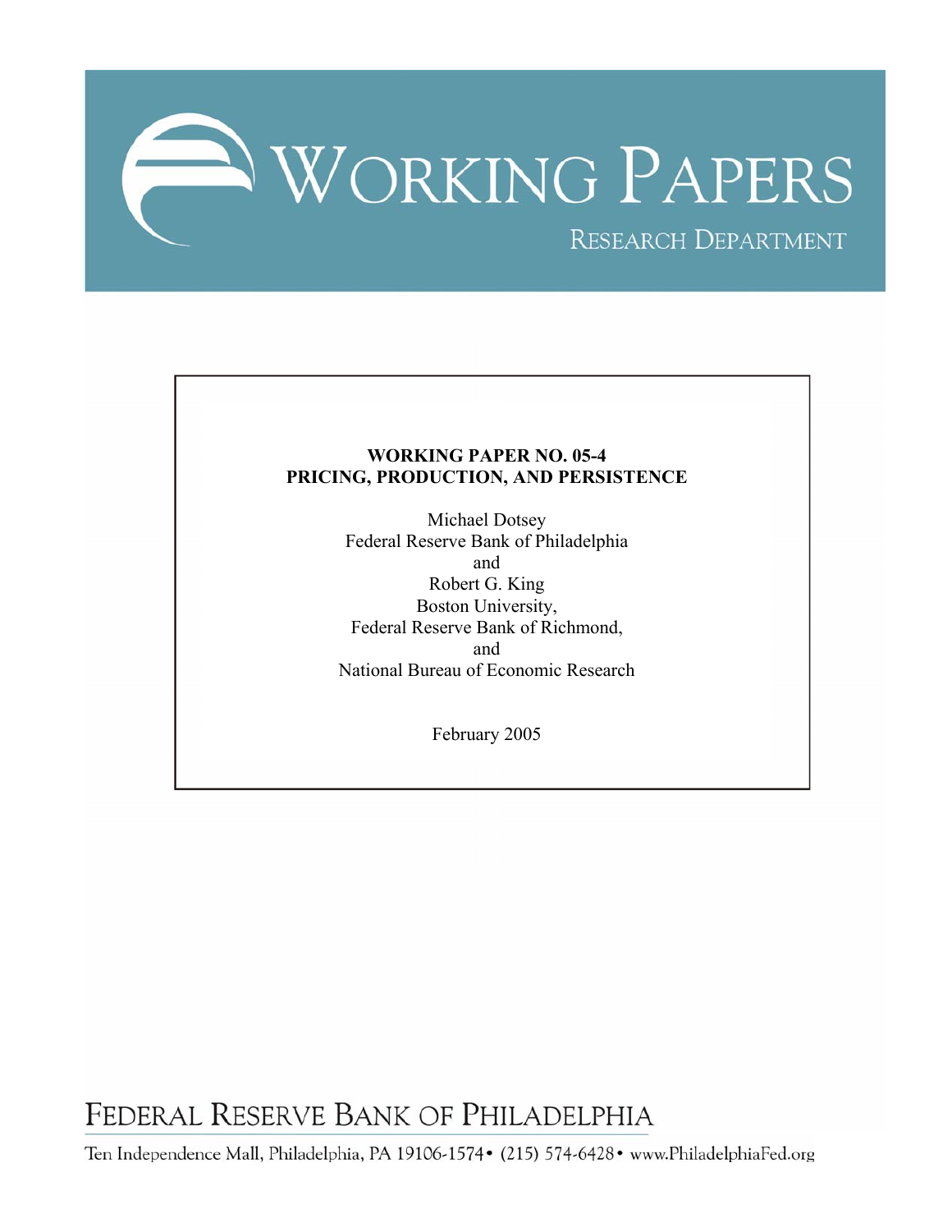# WORKING PAPERS

RESEARCH DEPARTMENT

**WORKING PAPER NO. 05-4**
**PRICING, PRODUCTION, AND PERSISTENCE**

Michael Dotsey
Federal Reserve Bank of Philadelphia
and
Robert G. King
Boston University,
Federal Reserve Bank of Richmond,
and
National Bureau of Economic Research

February 2005

FEDERAL RESERVE BANK OF PHILADELPHIA

Ten Independence Mall, Philadelphia, PA 19106-1574 • (215) 574-6428 • www.PhiladelphiaFed.org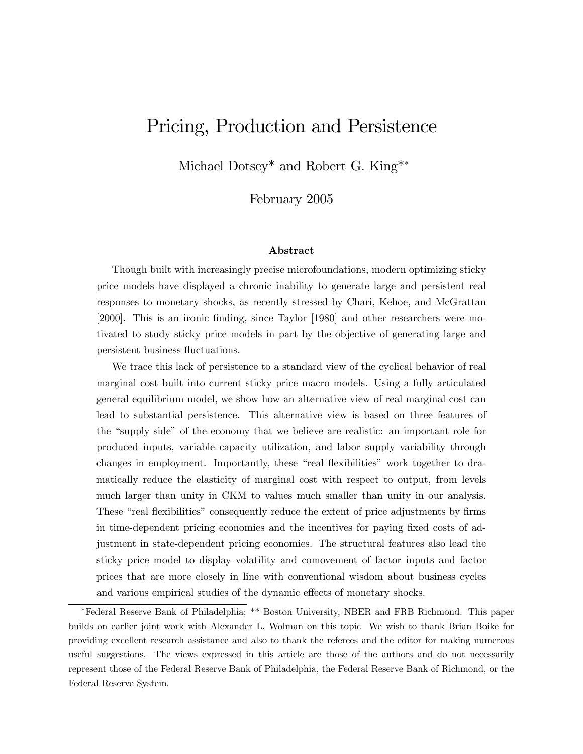# Pricing, Production and Persistence

Michael Dotsey* and Robert G. King**

February 2005

### Abstract

Though built with increasingly precise microfoundations, modern optimizing sticky price models have displayed a chronic inability to generate large and persistent real responses to monetary shocks, as recently stressed by Chari, Kehoe, and McGrattan [2000]. This is an ironic finding, since Taylor [1980] and other researchers were motivated to study sticky price models in part by the objective of generating large and persistent business fluctuations.

We trace this lack of persistence to a standard view of the cyclical behavior of real marginal cost built into current sticky price macro models. Using a fully articulated general equilibrium model, we show how an alternative view of real marginal cost can lead to substantial persistence. This alternative view is based on three features of the "supply side" of the economy that we believe are realistic: an important role for produced inputs, variable capacity utilization, and labor supply variability through changes in employment. Importantly, these "real flexibilities" work together to dramatically reduce the elasticity of marginal cost with respect to output, from levels much larger than unity in CKM to values much smaller than unity in our analysis. These "real flexibilities" consequently reduce the extent of price adjustments by firms in time-dependent pricing economies and the incentives for paying fixed costs of adjustment in state-dependent pricing economies. The structural features also lead the sticky price model to display volatility and comovement of factor inputs and factor prices that are more closely in line with conventional wisdom about business cycles and various empirical studies of the dynamic effects of monetary shocks.

---

*Federal Reserve Bank of Philadelphia; ** Boston University, NBER and FRB Richmond. This paper builds on earlier joint work with Alexander L. Wolman on this topic We wish to thank Brian Boike for providing excellent research assistance and also to thank the referees and the editor for making numerous useful suggestions. The views expressed in this article are those of the authors and do not necessarily represent those of the Federal Reserve Bank of Philadelphia, the Federal Reserve Bank of Richmond, or the Federal Reserve System.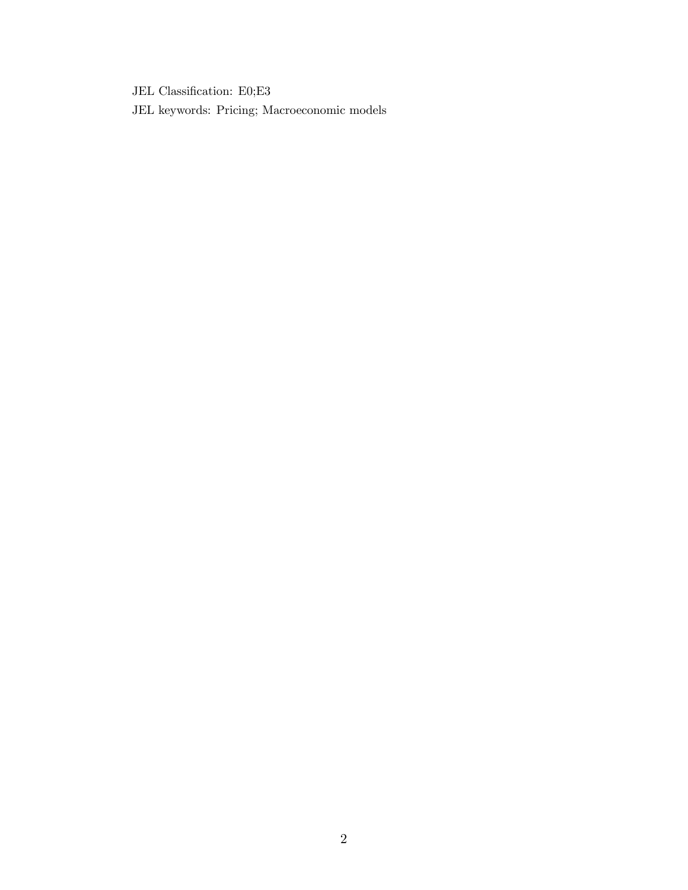JEL Classification: E0;E3

JEL keywords: Pricing; Macroeconomic models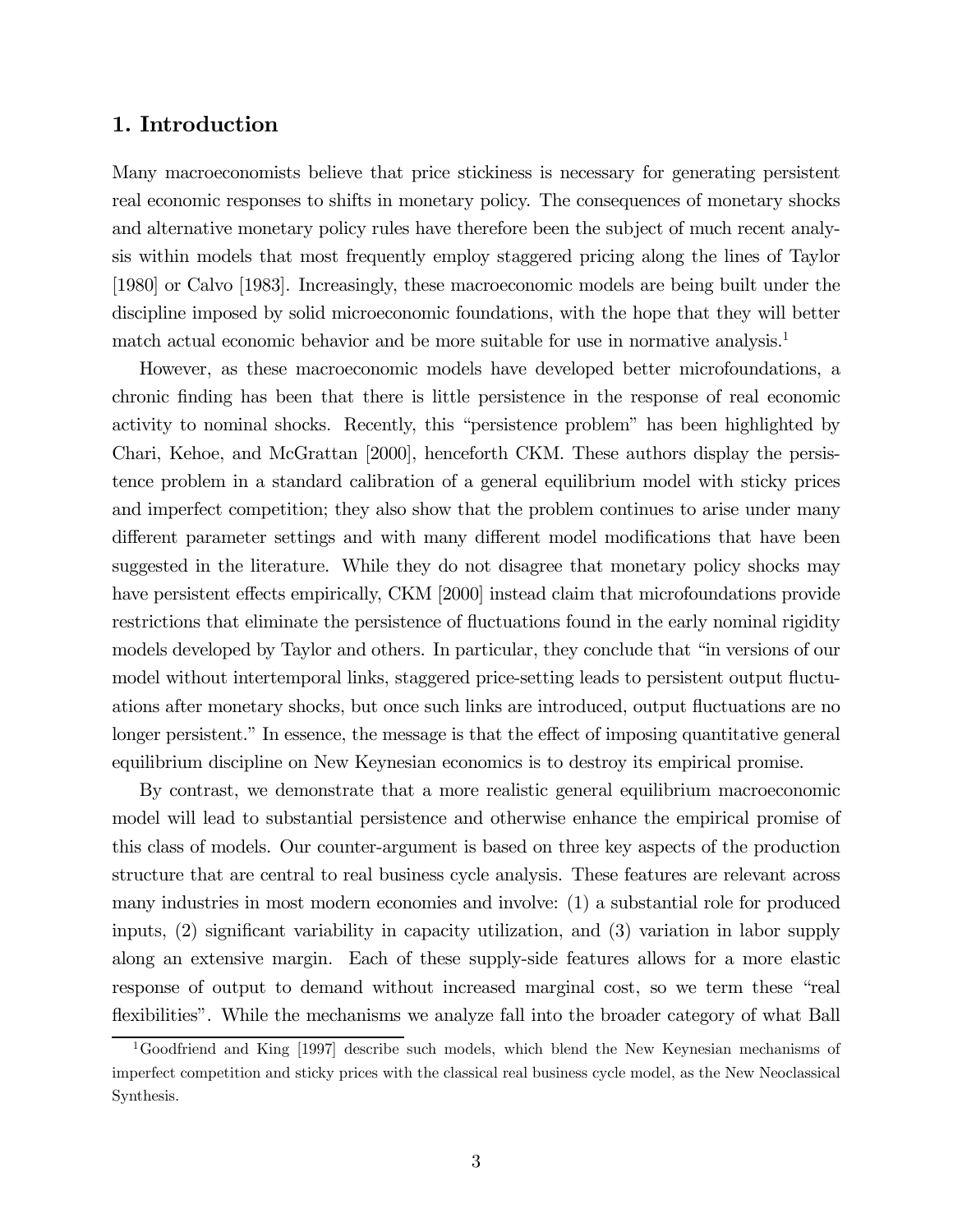## 1. Introduction

Many macroeconomists believe that price stickiness is necessary for generating persistent real economic responses to shifts in monetary policy. The consequences of monetary shocks and alternative monetary policy rules have therefore been the subject of much recent analysis within models that most frequently employ staggered pricing along the lines of Taylor [1980] or Calvo [1983]. Increasingly, these macroeconomic models are being built under the discipline imposed by solid microeconomic foundations, with the hope that they will better match actual economic behavior and be more suitable for use in normative analysis.[1]

However, as these macroeconomic models have developed better microfoundations, a chronic finding has been that there is little persistence in the response of real economic activity to nominal shocks. Recently, this "persistence problem" has been highlighted by Chari, Kehoe, and McGrattan [2000], henceforth CKM. These authors display the persistence problem in a standard calibration of a general equilibrium model with sticky prices and imperfect competition; they also show that the problem continues to arise under many different parameter settings and with many different model modifications that have been suggested in the literature. While they do not disagree that monetary policy shocks may have persistent effects empirically, CKM [2000] instead claim that microfoundations provide restrictions that eliminate the persistence of fluctuations found in the early nominal rigidity models developed by Taylor and others. In particular, they conclude that "in versions of our model without intertemporal links, staggered price-setting leads to persistent output fluctuations after monetary shocks, but once such links are introduced, output fluctuations are no longer persistent." In essence, the message is that the effect of imposing quantitative general equilibrium discipline on New Keynesian economics is to destroy its empirical promise.

By contrast, we demonstrate that a more realistic general equilibrium macroeconomic model will lead to substantial persistence and otherwise enhance the empirical promise of this class of models. Our counter-argument is based on three key aspects of the production structure that are central to real business cycle analysis. These features are relevant across many industries in most modern economies and involve: (1) a substantial role for produced inputs, (2) significant variability in capacity utilization, and (3) variation in labor supply along an extensive margin. Each of these supply-side features allows for a more elastic response of output to demand without increased marginal cost, so we term these "real flexibilities". While the mechanisms we analyze fall into the broader category of what Ball

[1] Goodfriend and King [1997] describe such models, which blend the New Keynesian mechanisms of imperfect competition and sticky prices with the classical real business cycle model, as the New Neoclassical Synthesis.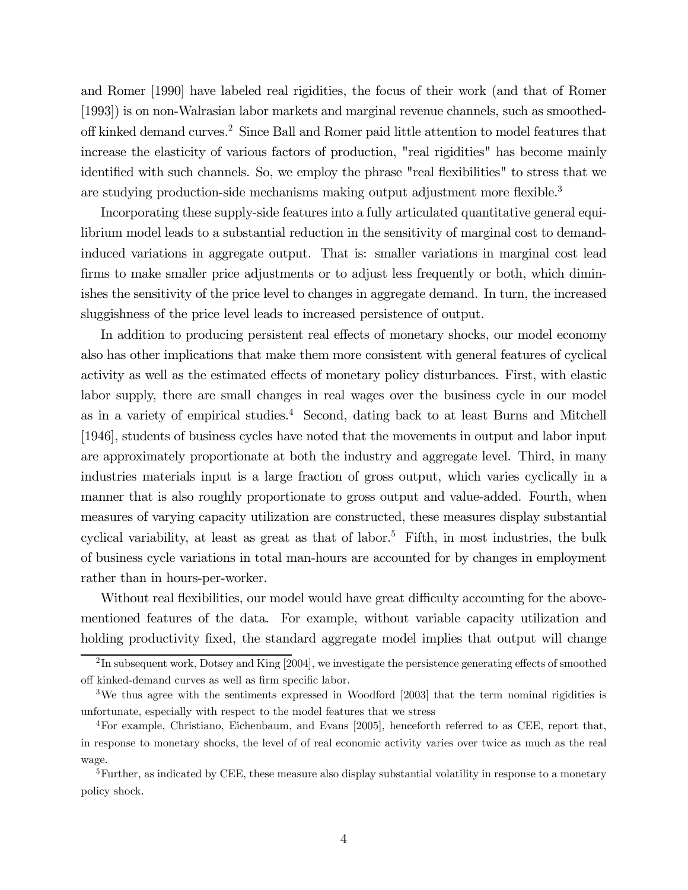and Romer [1990] have labeled real rigidities, the focus of their work (and that of Romer [1993]) is on non-Walrasian labor markets and marginal revenue channels, such as smoothed-off kinked demand curves.[2] Since Ball and Romer paid little attention to model features that increase the elasticity of various factors of production, "real rigidities" has become mainly identified with such channels. So, we employ the phrase "real flexibilities" to stress that we are studying production-side mechanisms making output adjustment more flexible.[3]

Incorporating these supply-side features into a fully articulated quantitative general equilibrium model leads to a substantial reduction in the sensitivity of marginal cost to demand-induced variations in aggregate output. That is: smaller variations in marginal cost lead firms to make smaller price adjustments or to adjust less frequently or both, which diminishes the sensitivity of the price level to changes in aggregate demand. In turn, the increased sluggishness of the price level leads to increased persistence of output.

In addition to producing persistent real effects of monetary shocks, our model economy also has other implications that make them more consistent with general features of cyclical activity as well as the estimated effects of monetary policy disturbances. First, with elastic labor supply, there are small changes in real wages over the business cycle in our model as in a variety of empirical studies.[4] Second, dating back to at least Burns and Mitchell [1946], students of business cycles have noted that the movements in output and labor input are approximately proportionate at both the industry and aggregate level. Third, in many industries materials input is a large fraction of gross output, which varies cyclically in a manner that is also roughly proportionate to gross output and value-added. Fourth, when measures of varying capacity utilization are constructed, these measures display substantial cyclical variability, at least as great as that of labor.[5] Fifth, in most industries, the bulk of business cycle variations in total man-hours are accounted for by changes in employment rather than in hours-per-worker.

Without real flexibilities, our model would have great difficulty accounting for the above-mentioned features of the data. For example, without variable capacity utilization and holding productivity fixed, the standard aggregate model implies that output will change

[2] In subsequent work, Dotsey and King [2004], we investigate the persistence generating effects of smoothed off kinked-demand curves as well as firm specific labor.

[3] We thus agree with the sentiments expressed in Woodford [2003] that the term nominal rigidities is unfortunate, especially with respect to the model features that we stress

[4] For example, Christiano, Eichenbaum, and Evans [2005], henceforth referred to as CEE, report that, in response to monetary shocks, the level of of real economic activity varies over twice as much as the real wage.

[5] Further, as indicated by CEE, these measure also display substantial volatility in response to a monetary policy shock.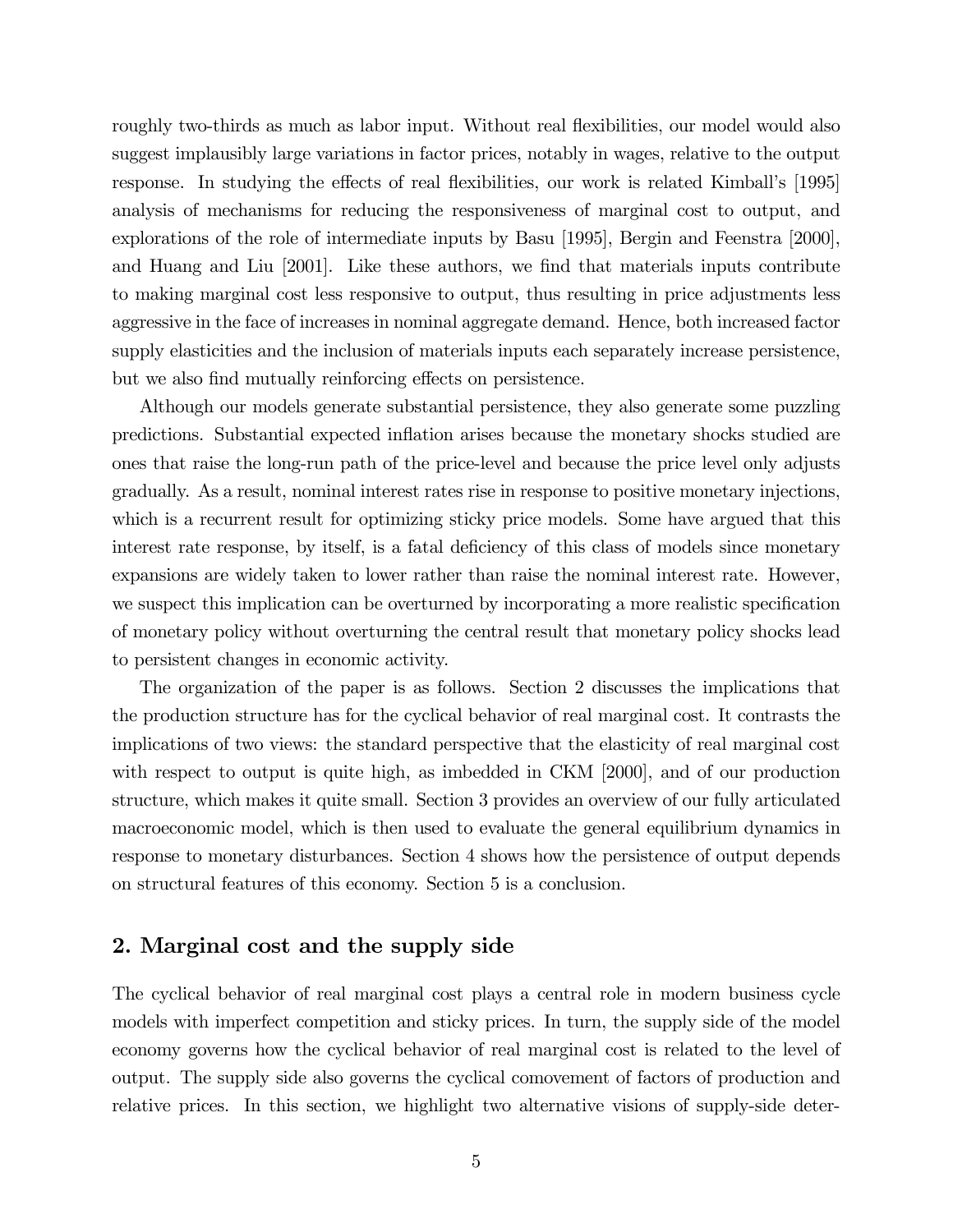roughly two-thirds as much as labor input. Without real flexibilities, our model would also suggest implausibly large variations in factor prices, notably in wages, relative to the output response. In studying the effects of real flexibilities, our work is related Kimball's [1995] analysis of mechanisms for reducing the responsiveness of marginal cost to output, and explorations of the role of intermediate inputs by Basu [1995], Bergin and Feenstra [2000], and Huang and Liu [2001]. Like these authors, we find that materials inputs contribute to making marginal cost less responsive to output, thus resulting in price adjustments less aggressive in the face of increases in nominal aggregate demand. Hence, both increased factor supply elasticities and the inclusion of materials inputs each separately increase persistence, but we also find mutually reinforcing effects on persistence.

Although our models generate substantial persistence, they also generate some puzzling predictions. Substantial expected inflation arises because the monetary shocks studied are ones that raise the long-run path of the price-level and because the price level only adjusts gradually. As a result, nominal interest rates rise in response to positive monetary injections, which is a recurrent result for optimizing sticky price models. Some have argued that this interest rate response, by itself, is a fatal deficiency of this class of models since monetary expansions are widely taken to lower rather than raise the nominal interest rate. However, we suspect this implication can be overturned by incorporating a more realistic specification of monetary policy without overturning the central result that monetary policy shocks lead to persistent changes in economic activity.

The organization of the paper is as follows. Section 2 discusses the implications that the production structure has for the cyclical behavior of real marginal cost. It contrasts the implications of two views: the standard perspective that the elasticity of real marginal cost with respect to output is quite high, as imbedded in CKM [2000], and of our production structure, which makes it quite small. Section 3 provides an overview of our fully articulated macroeconomic model, which is then used to evaluate the general equilibrium dynamics in response to monetary disturbances. Section 4 shows how the persistence of output depends on structural features of this economy. Section 5 is a conclusion.

## 2. Marginal cost and the supply side

The cyclical behavior of real marginal cost plays a central role in modern business cycle models with imperfect competition and sticky prices. In turn, the supply side of the model economy governs how the cyclical behavior of real marginal cost is related to the level of output. The supply side also governs the cyclical comovement of factors of production and relative prices. In this section, we highlight two alternative visions of supply-side deter-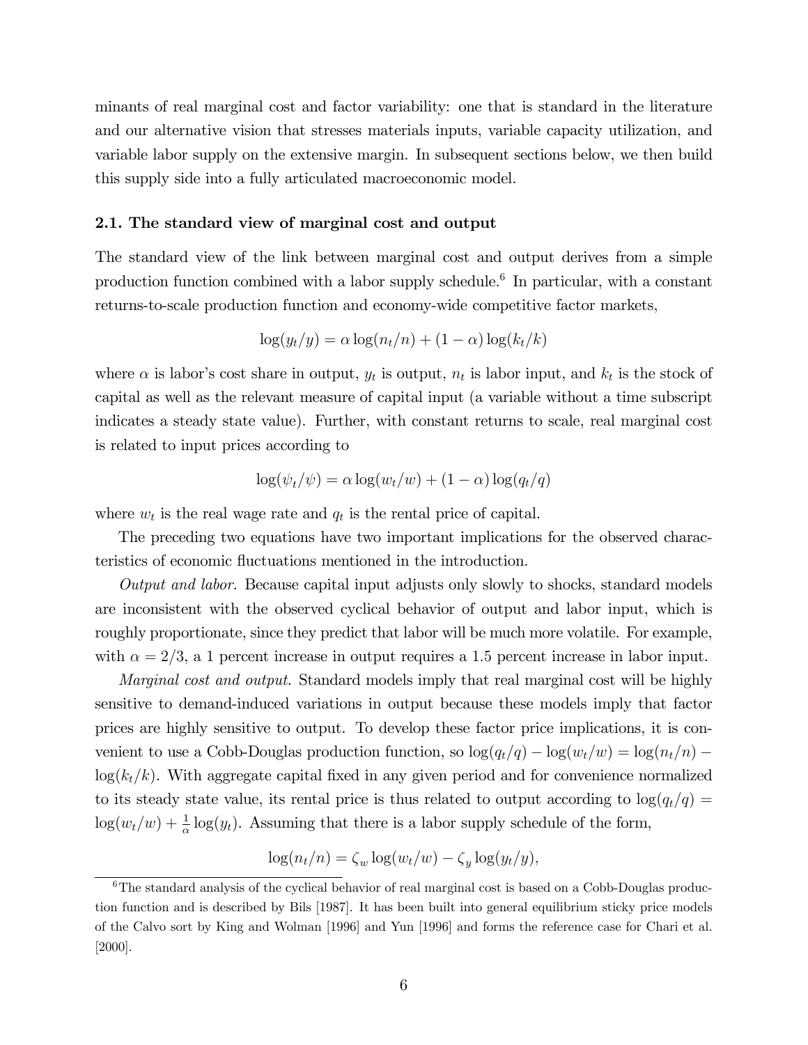minants of real marginal cost and factor variability: one that is standard in the literature and our alternative vision that stresses materials inputs, variable capacity utilization, and variable labor supply on the extensive margin. In subsequent sections below, we then build this supply side into a fully articulated macroeconomic model.

### 2.1. The standard view of marginal cost and output

The standard view of the link between marginal cost and output derives from a simple production function combined with a labor supply schedule.[6] In particular, with a constant returns-to-scale production function and economy-wide competitive factor markets,

$$\log(y_t/y) = \alpha \log(n_t/n) + (1-\alpha)\log(k_t/k)$$

where $\alpha$ is labor's cost share in output, $y_t$ is output, $n_t$ is labor input, and $k_t$ is the stock of capital as well as the relevant measure of capital input (a variable without a time subscript indicates a steady state value). Further, with constant returns to scale, real marginal cost is related to input prices according to

$$\log(\psi_t/\psi) = \alpha \log(w_t/w) + (1-\alpha)\log(q_t/q)$$

where $w_t$ is the real wage rate and $q_t$ is the rental price of capital.

The preceding two equations have two important implications for the observed characteristics of economic fluctuations mentioned in the introduction.

*Output and labor.* Because capital input adjusts only slowly to shocks, standard models are inconsistent with the observed cyclical behavior of output and labor input, which is roughly proportionate, since they predict that labor will be much more volatile. For example, with $\alpha = 2/3$, a 1 percent increase in output requires a 1.5 percent increase in labor input.

*Marginal cost and output.* Standard models imply that real marginal cost will be highly sensitive to demand-induced variations in output because these models imply that factor prices are highly sensitive to output. To develop these factor price implications, it is convenient to use a Cobb-Douglas production function, so $\log(q_t/q) - \log(w_t/w) = \log(n_t/n) - \log(k_t/k)$. With aggregate capital fixed in any given period and for convenience normalized to its steady state value, its rental price is thus related to output according to $\log(q_t/q) = \log(w_t/w) + \frac{1}{\alpha}\log(y_t)$. Assuming that there is a labor supply schedule of the form,

$$\log(n_t/n) = \zeta_w \log(w_t/w) - \zeta_y \log(y_t/y),$$

[6] The standard analysis of the cyclical behavior of real marginal cost is based on a Cobb-Douglas production function and is described by Bils [1987]. It has been built into general equilibrium sticky price models of the Calvo sort by King and Wolman [1996] and Yun [1996] and forms the reference case for Chari et al. [2000].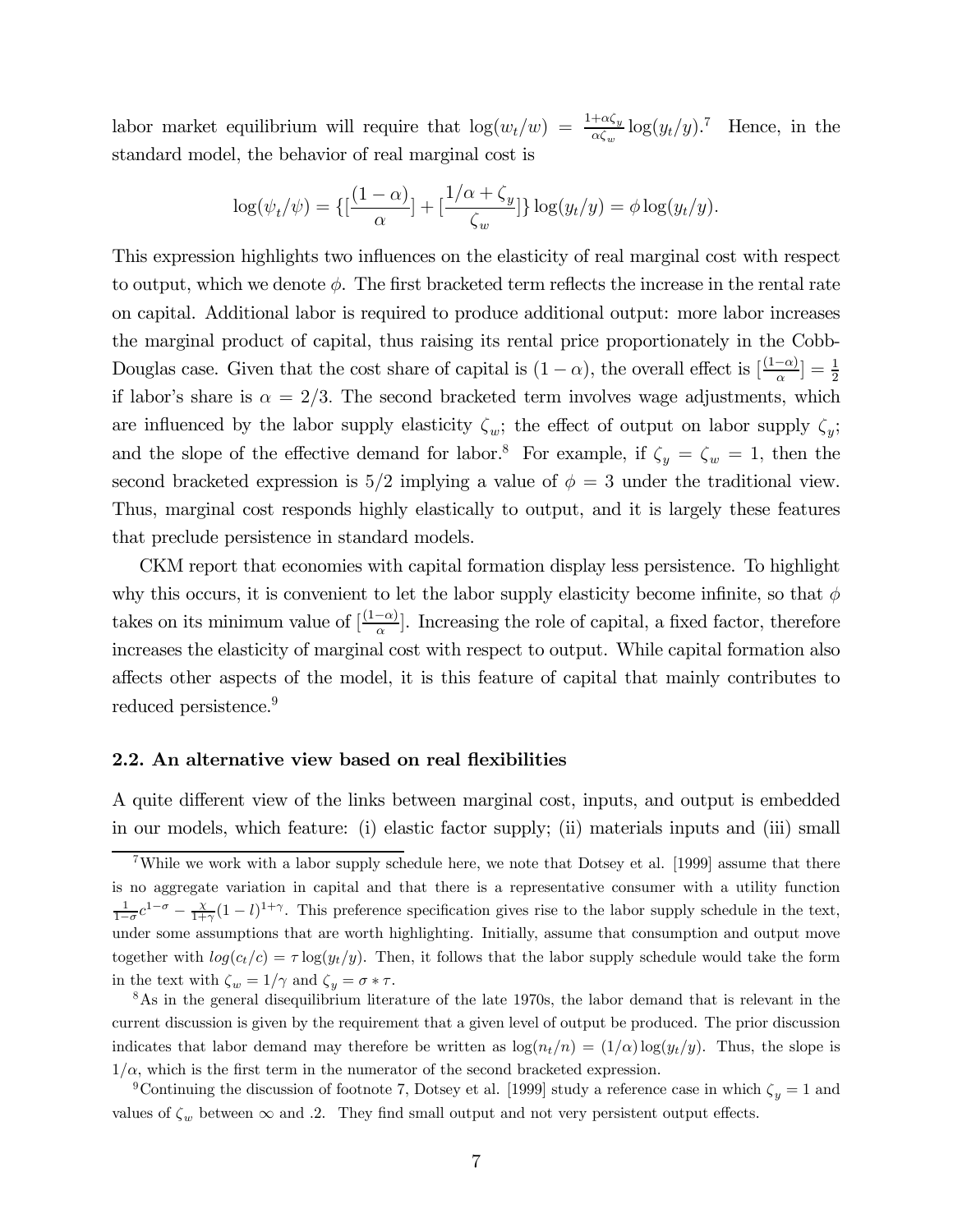labor market equilibrium will require that $\log(w_t/w) = \frac{1+\alpha\zeta_y}{\alpha\zeta_w}\log(y_t/y)$.[7] Hence, in the standard model, the behavior of real marginal cost is

$$\log(\psi_t/\psi) = \{[\frac{(1-\alpha)}{\alpha}] + [\frac{1/\alpha + \zeta_y}{\zeta_w}]\}\log(y_t/y) = \phi\log(y_t/y).$$

This expression highlights two influences on the elasticity of real marginal cost with respect to output, which we denote $\phi$. The first bracketed term reflects the increase in the rental rate on capital. Additional labor is required to produce additional output: more labor increases the marginal product of capital, thus raising its rental price proportionately in the Cobb-Douglas case. Given that the cost share of capital is $(1-\alpha)$, the overall effect is $[\frac{(1-\alpha)}{\alpha}] = \frac{1}{2}$ if labor's share is $\alpha = 2/3$. The second bracketed term involves wage adjustments, which are influenced by the labor supply elasticity $\zeta_w$; the effect of output on labor supply $\zeta_y$; and the slope of the effective demand for labor.[8] For example, if $\zeta_y = \zeta_w = 1$, then the second bracketed expression is $5/2$ implying a value of $\phi = 3$ under the traditional view. Thus, marginal cost responds highly elastically to output, and it is largely these features that preclude persistence in standard models.

CKM report that economies with capital formation display less persistence. To highlight why this occurs, it is convenient to let the labor supply elasticity become infinite, so that $\phi$ takes on its minimum value of $[\frac{(1-\alpha)}{\alpha}]$. Increasing the role of capital, a fixed factor, therefore increases the elasticity of marginal cost with respect to output. While capital formation also affects other aspects of the model, it is this feature of capital that mainly contributes to reduced persistence.[9]

### 2.2. An alternative view based on real flexibilities

A quite different view of the links between marginal cost, inputs, and output is embedded in our models, which feature: (i) elastic factor supply; (ii) materials inputs and (iii) small

---

[7] While we work with a labor supply schedule here, we note that Dotsey et al. [1999] assume that there is no aggregate variation in capital and that there is a representative consumer with a utility function $\frac{1}{1-\sigma}c^{1-\sigma} - \frac{\chi}{1+\gamma}(1-l)^{1+\gamma}$. This preference specification gives rise to the labor supply schedule in the text, under some assumptions that are worth highlighting. Initially, assume that consumption and output move together with $log(c_t/c) = \tau\log(y_t/y)$. Then, it follows that the labor supply schedule would take the form in the text with $\zeta_w = 1/\gamma$ and $\zeta_y = \sigma * \tau$.

[8] As in the general disequilibrium literature of the late 1970s, the labor demand that is relevant in the current discussion is given by the requirement that a given level of output be produced. The prior discussion indicates that labor demand may therefore be written as $\log(n_t/n) = (1/\alpha)\log(y_t/y)$. Thus, the slope is $1/\alpha$, which is the first term in the numerator of the second bracketed expression.

[9] Continuing the discussion of footnote 7, Dotsey et al. [1999] study a reference case in which $\zeta_y = 1$ and values of $\zeta_w$ between $\infty$ and .2. They find small output and not very persistent output effects.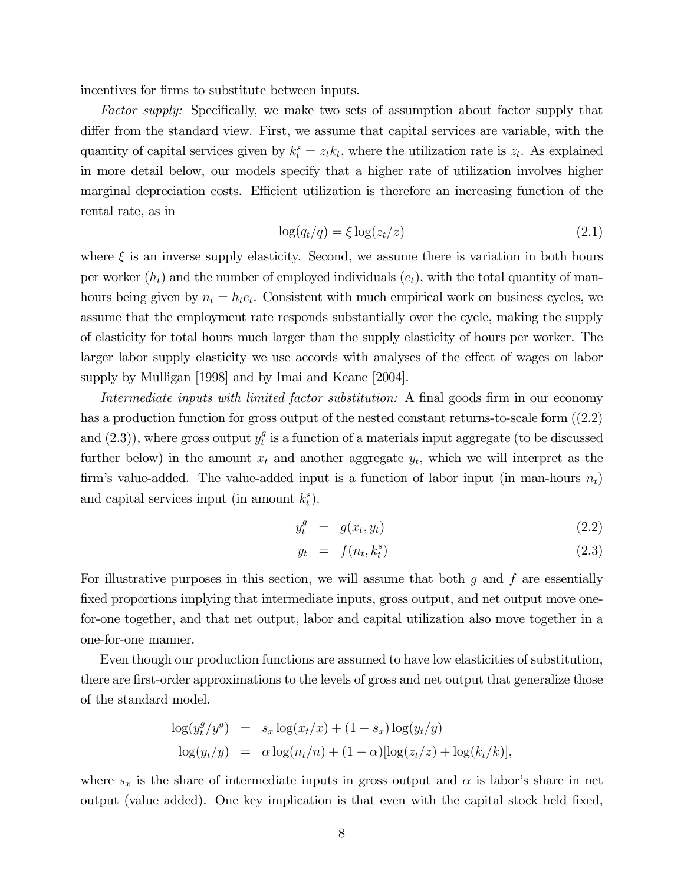incentives for firms to substitute between inputs.

*Factor supply:* Specifically, we make two sets of assumption about factor supply that differ from the standard view. First, we assume that capital services are variable, with the quantity of capital services given by $k_t^s = z_t k_t$, where the utilization rate is $z_t$. As explained in more detail below, our models specify that a higher rate of utilization involves higher marginal depreciation costs. Efficient utilization is therefore an increasing function of the rental rate, as in

$$\log(q_t/q) = \xi \log(z_t/z) \tag{2.1}$$

where $\xi$ is an inverse supply elasticity. Second, we assume there is variation in both hours per worker ($h_t$) and the number of employed individuals ($e_t$), with the total quantity of man-hours being given by $n_t = h_t e_t$. Consistent with much empirical work on business cycles, we assume that the employment rate responds substantially over the cycle, making the supply of elasticity for total hours much larger than the supply elasticity of hours per worker. The larger labor supply elasticity we use accords with analyses of the effect of wages on labor supply by Mulligan [1998] and by Imai and Keane [2004].

*Intermediate inputs with limited factor substitution:* A final goods firm in our economy has a production function for gross output of the nested constant returns-to-scale form ((2.2) and (2.3)), where gross output $y_t^g$ is a function of a materials input aggregate (to be discussed further below) in the amount $x_t$ and another aggregate $y_t$, which we will interpret as the firm's value-added. The value-added input is a function of labor input (in man-hours $n_t$) and capital services input (in amount $k_t^s$).

$$y_t^g = g(x_t, y_t) \tag{2.2}$$

$$y_t = f(n_t, k_t^s) \tag{2.3}$$

For illustrative purposes in this section, we will assume that both $g$ and $f$ are essentially fixed proportions implying that intermediate inputs, gross output, and net output move one-for-one together, and that net output, labor and capital utilization also move together in a one-for-one manner.

Even though our production functions are assumed to have low elasticities of substitution, there are first-order approximations to the levels of gross and net output that generalize those of the standard model.

$$\begin{aligned}
\log(y_t^g/y^g) &= s_x \log(x_t/x) + (1 - s_x)\log(y_t/y) \\
\log(y_t/y) &= \alpha \log(n_t/n) + (1 - \alpha)[\log(z_t/z) + \log(k_t/k)],
\end{aligned}$$

where $s_x$ is the share of intermediate inputs in gross output and $\alpha$ is labor's share in net output (value added). One key implication is that even with the capital stock held fixed,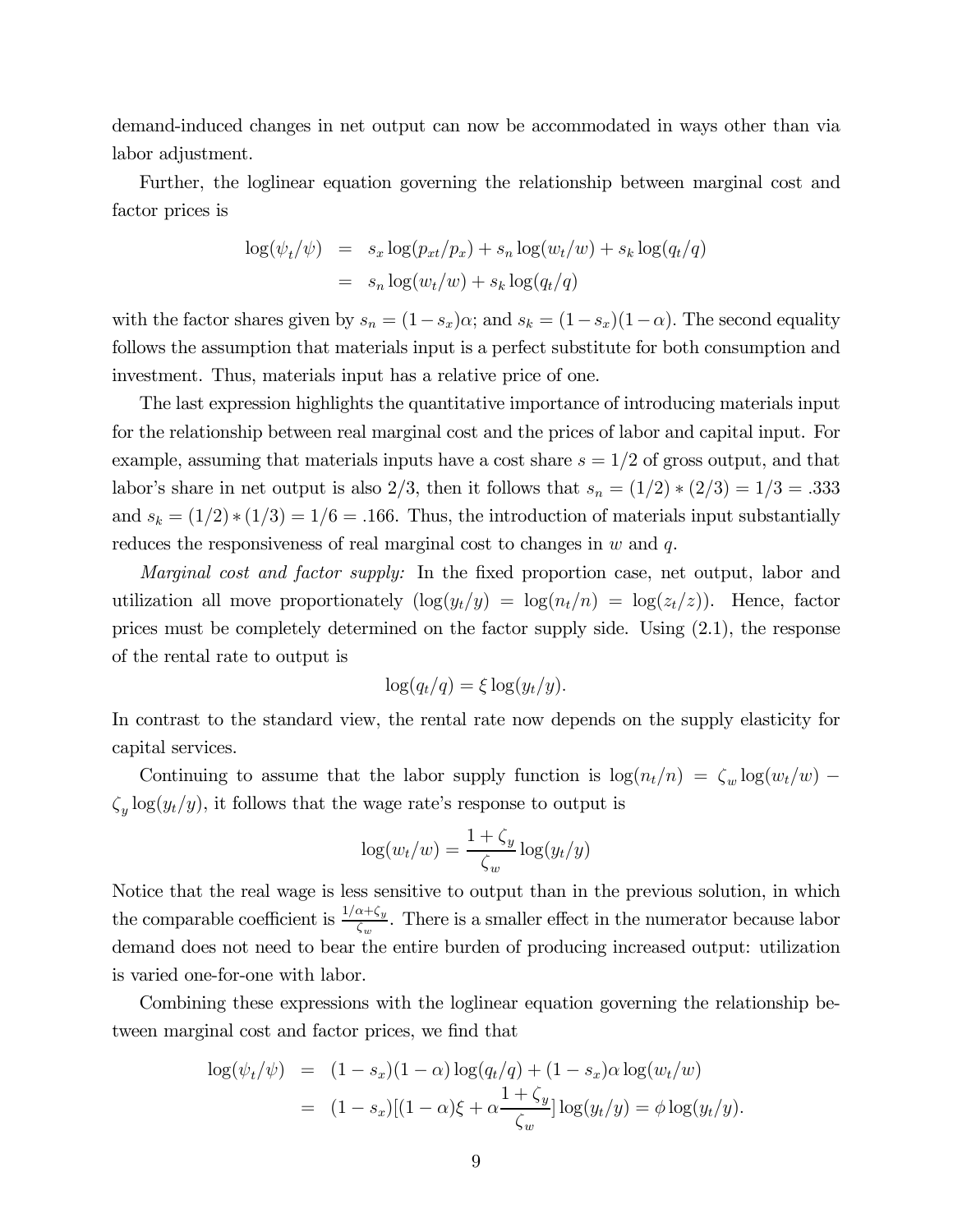demand-induced changes in net output can now be accommodated in ways other than via labor adjustment.

Further, the loglinear equation governing the relationship between marginal cost and factor prices is

$$
\begin{aligned}
\log(\psi_t/\psi) &= s_x \log(p_{xt}/p_x) + s_n \log(w_t/w) + s_k \log(q_t/q) \\
&= s_n \log(w_t/w) + s_k \log(q_t/q)
\end{aligned}
$$

with the factor shares given by $s_n = (1-s_x)\alpha$; and $s_k = (1-s_x)(1-\alpha)$. The second equality follows the assumption that materials input is a perfect substitute for both consumption and investment. Thus, materials input has a relative price of one.

The last expression highlights the quantitative importance of introducing materials input for the relationship between real marginal cost and the prices of labor and capital input. For example, assuming that materials inputs have a cost share $s = 1/2$ of gross output, and that labor's share in net output is also $2/3$, then it follows that $s_n = (1/2)*(2/3) = 1/3 = .333$ and $s_k = (1/2)*(1/3) = 1/6 = .166$. Thus, the introduction of materials input substantially reduces the responsiveness of real marginal cost to changes in $w$ and $q$.

*Marginal cost and factor supply:* In the fixed proportion case, net output, labor and utilization all move proportionately ($\log(y_t/y) = \log(n_t/n) = \log(z_t/z)$). Hence, factor prices must be completely determined on the factor supply side. Using (2.1), the response of the rental rate to output is

$$
\log(q_t/q) = \xi \log(y_t/y).
$$

In contrast to the standard view, the rental rate now depends on the supply elasticity for capital services.

Continuing to assume that the labor supply function is $\log(n_t/n) = \zeta_w \log(w_t/w) - \zeta_y \log(y_t/y)$, it follows that the wage rate's response to output is

$$
\log(w_t/w) = \frac{1+\zeta_y}{\zeta_w} \log(y_t/y)
$$

Notice that the real wage is less sensitive to output than in the previous solution, in which the comparable coefficient is $\frac{1/\alpha+\zeta_y}{\zeta_w}$. There is a smaller effect in the numerator because labor demand does not need to bear the entire burden of producing increased output: utilization is varied one-for-one with labor.

Combining these expressions with the loglinear equation governing the relationship between marginal cost and factor prices, we find that

$$
\begin{aligned}
\log(\psi_t/\psi) &= (1-s_x)(1-\alpha)\log(q_t/q) + (1-s_x)\alpha \log(w_t/w) \\
&= (1-s_x)[(1-\alpha)\xi + \alpha \frac{1+\zeta_y}{\zeta_w}] \log(y_t/y) = \phi \log(y_t/y).
\end{aligned}
$$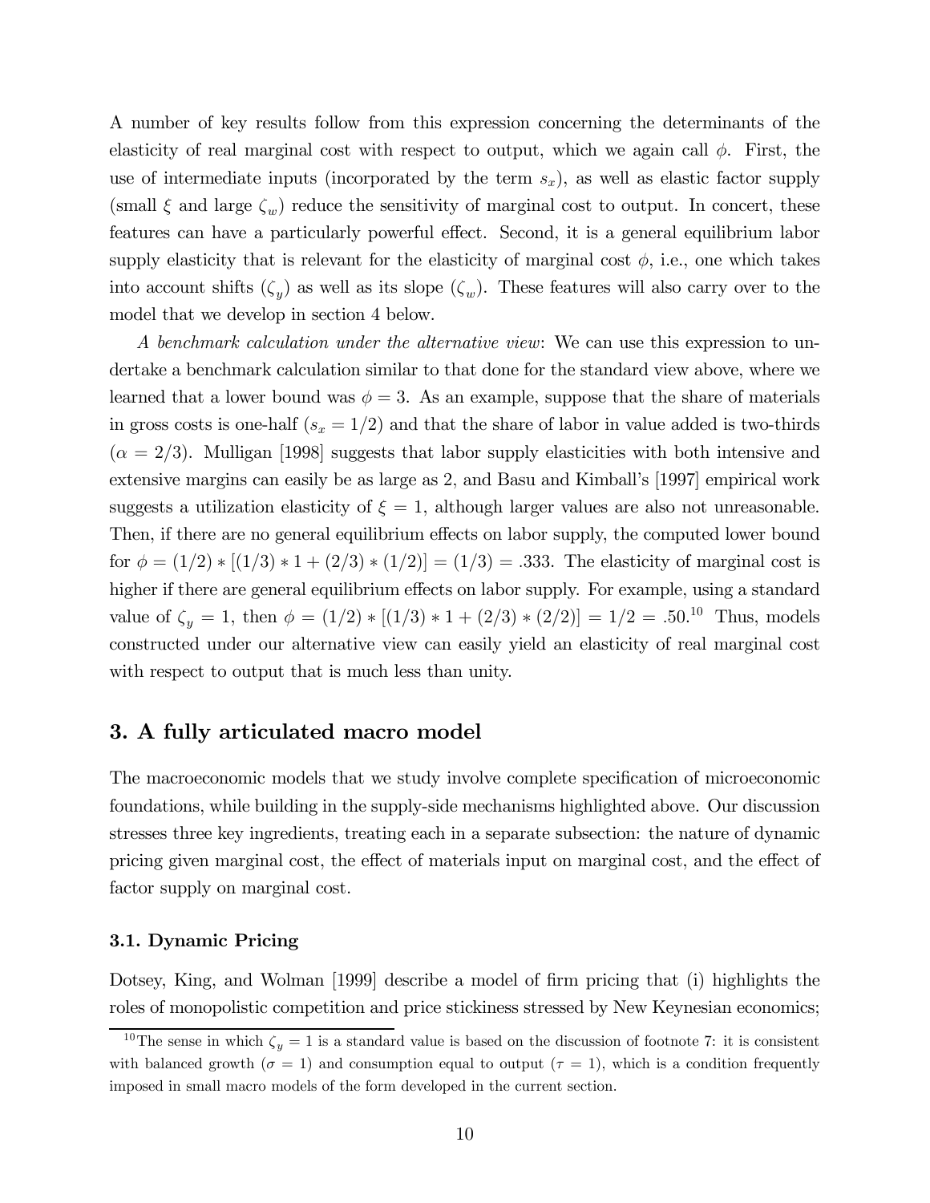A number of key results follow from this expression concerning the determinants of the elasticity of real marginal cost with respect to output, which we again call $\phi$. First, the use of intermediate inputs (incorporated by the term $s_x$), as well as elastic factor supply (small $\xi$ and large $\zeta_w$) reduce the sensitivity of marginal cost to output. In concert, these features can have a particularly powerful effect. Second, it is a general equilibrium labor supply elasticity that is relevant for the elasticity of marginal cost $\phi$, i.e., one which takes into account shifts ($\zeta_y$) as well as its slope ($\zeta_w$). These features will also carry over to the model that we develop in section 4 below.

*A benchmark calculation under the alternative view*: We can use this expression to undertake a benchmark calculation similar to that done for the standard view above, where we learned that a lower bound was $\phi = 3$. As an example, suppose that the share of materials in gross costs is one-half ($s_x = 1/2$) and that the share of labor in value added is two-thirds ($\alpha = 2/3$). Mulligan [1998] suggests that labor supply elasticities with both intensive and extensive margins can easily be as large as 2, and Basu and Kimball's [1997] empirical work suggests a utilization elasticity of $\xi = 1$, although larger values are also not unreasonable. Then, if there are no general equilibrium effects on labor supply, the computed lower bound for $\phi = (1/2) * [(1/3) * 1 + (2/3) * (1/2)] = (1/3) = .333$. The elasticity of marginal cost is higher if there are general equilibrium effects on labor supply. For example, using a standard value of $\zeta_y = 1$, then $\phi = (1/2) * [(1/3) * 1 + (2/3) * (2/2)] = 1/2 = .50$.[10] Thus, models constructed under our alternative view can easily yield an elasticity of real marginal cost with respect to output that is much less than unity.

## 3. A fully articulated macro model

The macroeconomic models that we study involve complete specification of microeconomic foundations, while building in the supply-side mechanisms highlighted above. Our discussion stresses three key ingredients, treating each in a separate subsection: the nature of dynamic pricing given marginal cost, the effect of materials input on marginal cost, and the effect of factor supply on marginal cost.

### 3.1. Dynamic Pricing

Dotsey, King, and Wolman [1999] describe a model of firm pricing that (i) highlights the roles of monopolistic competition and price stickiness stressed by New Keynesian economics;

[10] The sense in which $\zeta_y = 1$ is a standard value is based on the discussion of footnote 7: it is consistent with balanced growth ($\sigma = 1$) and consumption equal to output ($\tau = 1$), which is a condition frequently imposed in small macro models of the form developed in the current section.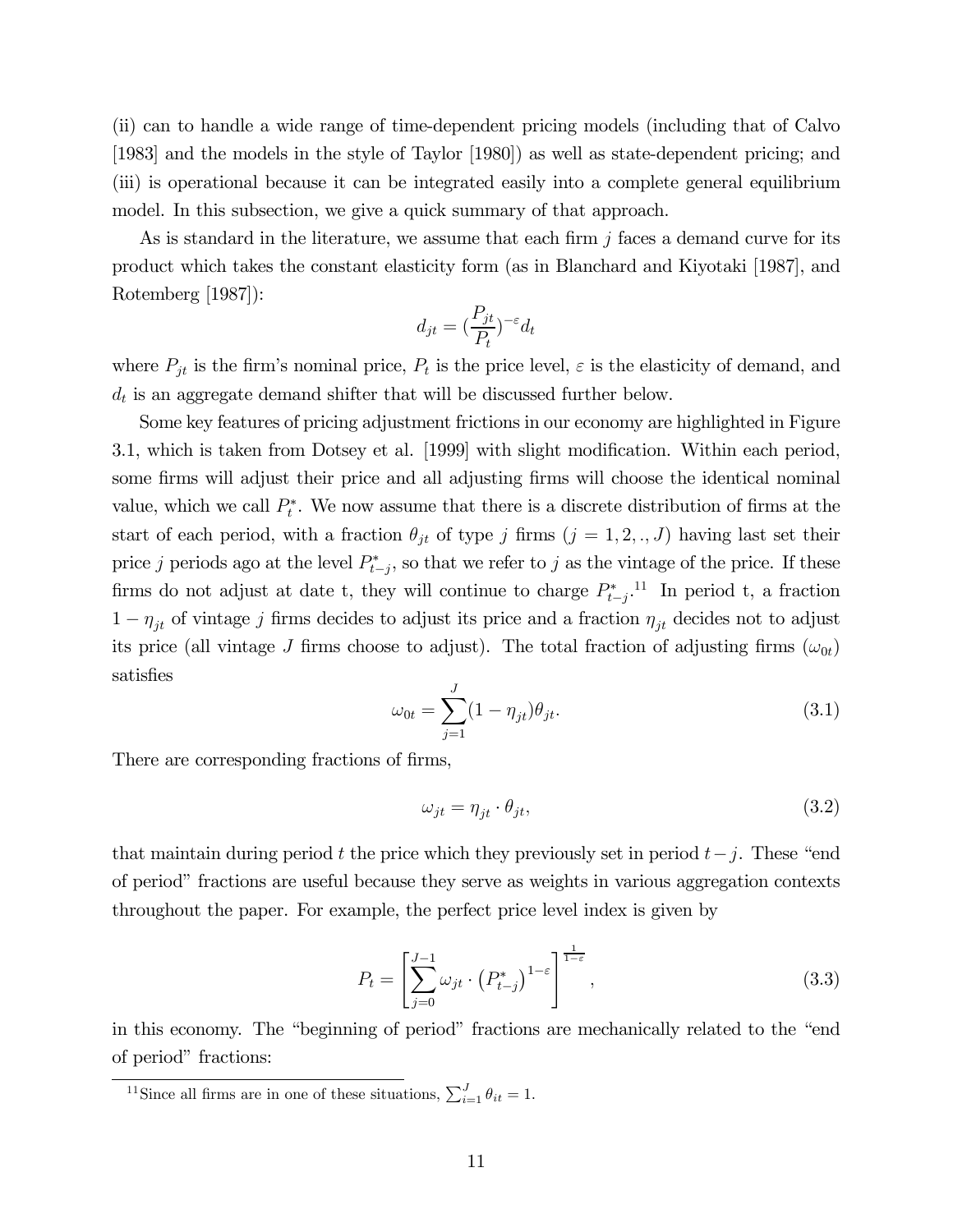(ii) can to handle a wide range of time-dependent pricing models (including that of Calvo [1983] and the models in the style of Taylor [1980]) as well as state-dependent pricing; and (iii) is operational because it can be integrated easily into a complete general equilibrium model. In this subsection, we give a quick summary of that approach.

As is standard in the literature, we assume that each firm $j$ faces a demand curve for its product which takes the constant elasticity form (as in Blanchard and Kiyotaki [1987], and Rotemberg [1987]):

$$d_{jt} = (\frac{P_{jt}}{P_t})^{-\varepsilon} d_t$$

where $P_{jt}$ is the firm's nominal price, $P_t$ is the price level, $\varepsilon$ is the elasticity of demand, and $d_t$ is an aggregate demand shifter that will be discussed further below.

Some key features of pricing adjustment frictions in our economy are highlighted in Figure 3.1, which is taken from Dotsey et al. [1999] with slight modification. Within each period, some firms will adjust their price and all adjusting firms will choose the identical nominal value, which we call $P_t^*$. We now assume that there is a discrete distribution of firms at the start of each period, with a fraction $\theta_{jt}$ of type $j$ firms ($j = 1, 2, ., J$) having last set their price $j$ periods ago at the level $P_{t-j}^*$, so that we refer to $j$ as the vintage of the price. If these firms do not adjust at date t, they will continue to charge $P_{t-j}^*$.[11] In period t, a fraction $1 - \eta_{jt}$ of vintage $j$ firms decides to adjust its price and a fraction $\eta_{jt}$ decides not to adjust its price (all vintage $J$ firms choose to adjust). The total fraction of adjusting firms ($\omega_{0t}$) satisfies

$$\omega_{0t} = \sum_{j=1}^{J} (1 - \eta_{jt})\theta_{jt}. \tag{3.1}$$

There are corresponding fractions of firms,

$$\omega_{jt} = \eta_{jt} \cdot \theta_{jt}, \tag{3.2}$$

that maintain during period $t$ the price which they previously set in period $t - j$. These "end of period" fractions are useful because they serve as weights in various aggregation contexts throughout the paper. For example, the perfect price level index is given by

$$P_t = \left[ \sum_{j=0}^{J-1} \omega_{jt} \cdot \left(P_{t-j}^*\right)^{1-\varepsilon} \right]^{\frac{1}{1-\varepsilon}}, \tag{3.3}$$

in this economy. The "beginning of period" fractions are mechanically related to the "end of period" fractions:

[11] Since all firms are in one of these situations, $\sum_{i=1}^{J} \theta_{it} = 1$.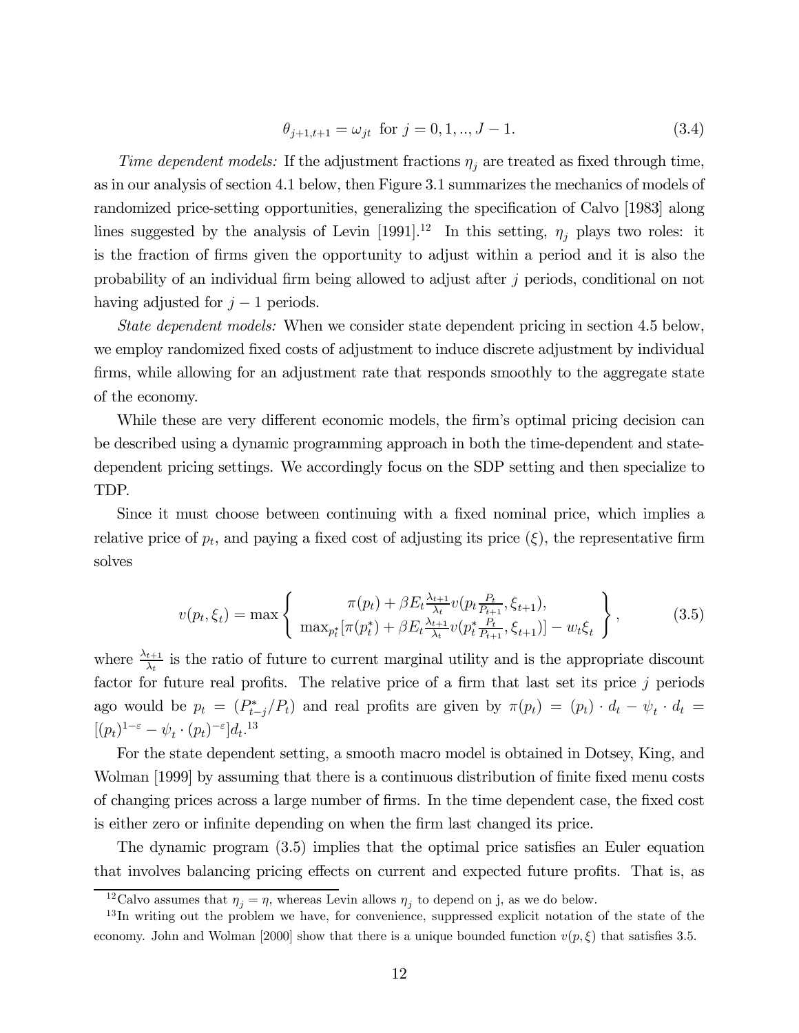$$\theta_{j+1,t+1} = \omega_{jt} \text{ for } j = 0, 1, .., J - 1. \tag{3.4}$$

*Time dependent models:* If the adjustment fractions $\eta_j$ are treated as fixed through time, as in our analysis of section 4.1 below, then Figure 3.1 summarizes the mechanics of models of randomized price-setting opportunities, generalizing the specification of Calvo [1983] along lines suggested by the analysis of Levin [1991].[12] In this setting, $\eta_j$ plays two roles: it is the fraction of firms given the opportunity to adjust within a period and it is also the probability of an individual firm being allowed to adjust after $j$ periods, conditional on not having adjusted for $j - 1$ periods.

*State dependent models:* When we consider state dependent pricing in section 4.5 below, we employ randomized fixed costs of adjustment to induce discrete adjustment by individual firms, while allowing for an adjustment rate that responds smoothly to the aggregate state of the economy.

While these are very different economic models, the firm's optimal pricing decision can be described using a dynamic programming approach in both the time-dependent and state-dependent pricing settings. We accordingly focus on the SDP setting and then specialize to TDP.

Since it must choose between continuing with a fixed nominal price, which implies a relative price of $p_t$, and paying a fixed cost of adjusting its price ($\xi$), the representative firm solves

$$v(p_t, \xi_t) = \max \left\{ \begin{array}{c} \pi(p_t) + \beta E_t \frac{\lambda_{t+1}}{\lambda_t} v(p_t \frac{P_t}{P_{t+1}}, \xi_{t+1}), \\ \max_{p_t^*} [\pi(p_t^*) + \beta E_t \frac{\lambda_{t+1}}{\lambda_t} v(p_t^* \frac{P_t}{P_{t+1}}, \xi_{t+1})] - w_t \xi_t \end{array} \right\}, \tag{3.5}$$

where $\frac{\lambda_{t+1}}{\lambda_t}$ is the ratio of future to current marginal utility and is the appropriate discount factor for future real profits. The relative price of a firm that last set its price $j$ periods ago would be $p_t = (P_{t-j}^*/P_t)$ and real profits are given by $\pi(p_t) = (p_t) \cdot d_t - \psi_t \cdot d_t = [(p_t)^{1-\varepsilon} - \psi_t \cdot (p_t)^{-\varepsilon}] d_t$.[13]

For the state dependent setting, a smooth macro model is obtained in Dotsey, King, and Wolman [1999] by assuming that there is a continuous distribution of finite fixed menu costs of changing prices across a large number of firms. In the time dependent case, the fixed cost is either zero or infinite depending on when the firm last changed its price.

The dynamic program (3.5) implies that the optimal price satisfies an Euler equation that involves balancing pricing effects on current and expected future profits. That is, as

---

[12] Calvo assumes that $\eta_j = \eta$, whereas Levin allows $\eta_j$ to depend on j, as we do below.

[13] In writing out the problem we have, for convenience, suppressed explicit notation of the state of the economy. John and Wolman [2000] show that there is a unique bounded function $v(p, \xi)$ that satisfies 3.5.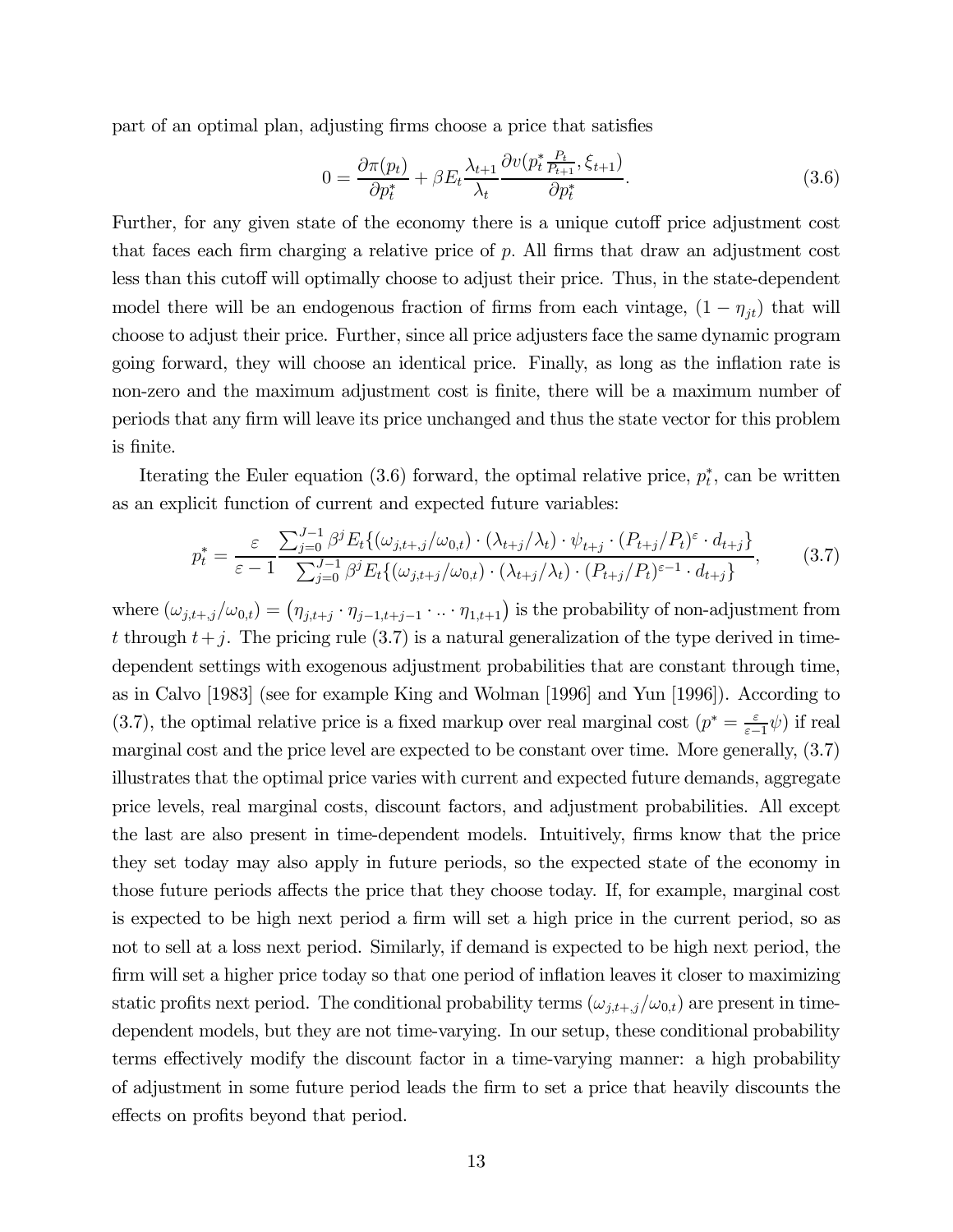part of an optimal plan, adjusting firms choose a price that satisfies

$$0 = \frac{\partial \pi(p_t)}{\partial p_t^*} + \beta E_t \frac{\lambda_{t+1}}{\lambda_t} \frac{\partial v(p_t^* \frac{P_t}{P_{t+1}}, \xi_{t+1})}{\partial p_t^*}. \tag{3.6}$$

Further, for any given state of the economy there is a unique cutoff price adjustment cost that faces each firm charging a relative price of $p$. All firms that draw an adjustment cost less than this cutoff will optimally choose to adjust their price. Thus, in the state-dependent model there will be an endogenous fraction of firms from each vintage, $(1 - \eta_{jt})$ that will choose to adjust their price. Further, since all price adjusters face the same dynamic program going forward, they will choose an identical price. Finally, as long as the inflation rate is non-zero and the maximum adjustment cost is finite, there will be a maximum number of periods that any firm will leave its price unchanged and thus the state vector for this problem is finite.

Iterating the Euler equation (3.6) forward, the optimal relative price, $p_t^*$, can be written as an explicit function of current and expected future variables:

$$p_t^* = \frac{\varepsilon}{\varepsilon - 1} \frac{\sum_{j=0}^{J-1} \beta^j E_t\{(\omega_{j,t+j}/\omega_{0,t}) \cdot (\lambda_{t+j}/\lambda_t) \cdot \psi_{t+j} \cdot (P_{t+j}/P_t)^{\varepsilon} \cdot d_{t+j}\}}{\sum_{j=0}^{J-1} \beta^j E_t\{(\omega_{j,t+j}/\omega_{0,t}) \cdot (\lambda_{t+j}/\lambda_t) \cdot (P_{t+j}/P_t)^{\varepsilon-1} \cdot d_{t+j}\}}, \tag{3.7}$$

where $(\omega_{j,t+,j}/\omega_{0,t}) = (\eta_{j,t+j} \cdot \eta_{j-1,t+j-1} \cdot .. \cdot \eta_{1,t+1})$ is the probability of non-adjustment from $t$ through $t+j$. The pricing rule (3.7) is a natural generalization of the type derived in time-dependent settings with exogenous adjustment probabilities that are constant through time, as in Calvo [1983] (see for example King and Wolman [1996] and Yun [1996]). According to (3.7), the optimal relative price is a fixed markup over real marginal cost ($p^* = \frac{\varepsilon}{\varepsilon-1}\psi$) if real marginal cost and the price level are expected to be constant over time. More generally, (3.7) illustrates that the optimal price varies with current and expected future demands, aggregate price levels, real marginal costs, discount factors, and adjustment probabilities. All except the last are also present in time-dependent models. Intuitively, firms know that the price they set today may also apply in future periods, so the expected state of the economy in those future periods affects the price that they choose today. If, for example, marginal cost is expected to be high next period a firm will set a high price in the current period, so as not to sell at a loss next period. Similarly, if demand is expected to be high next period, the firm will set a higher price today so that one period of inflation leaves it closer to maximizing static profits next period. The conditional probability terms $(\omega_{j,t+,j}/\omega_{0,t})$ are present in time-dependent models, but they are not time-varying. In our setup, these conditional probability terms effectively modify the discount factor in a time-varying manner: a high probability of adjustment in some future period leads the firm to set a price that heavily discounts the effects on profits beyond that period.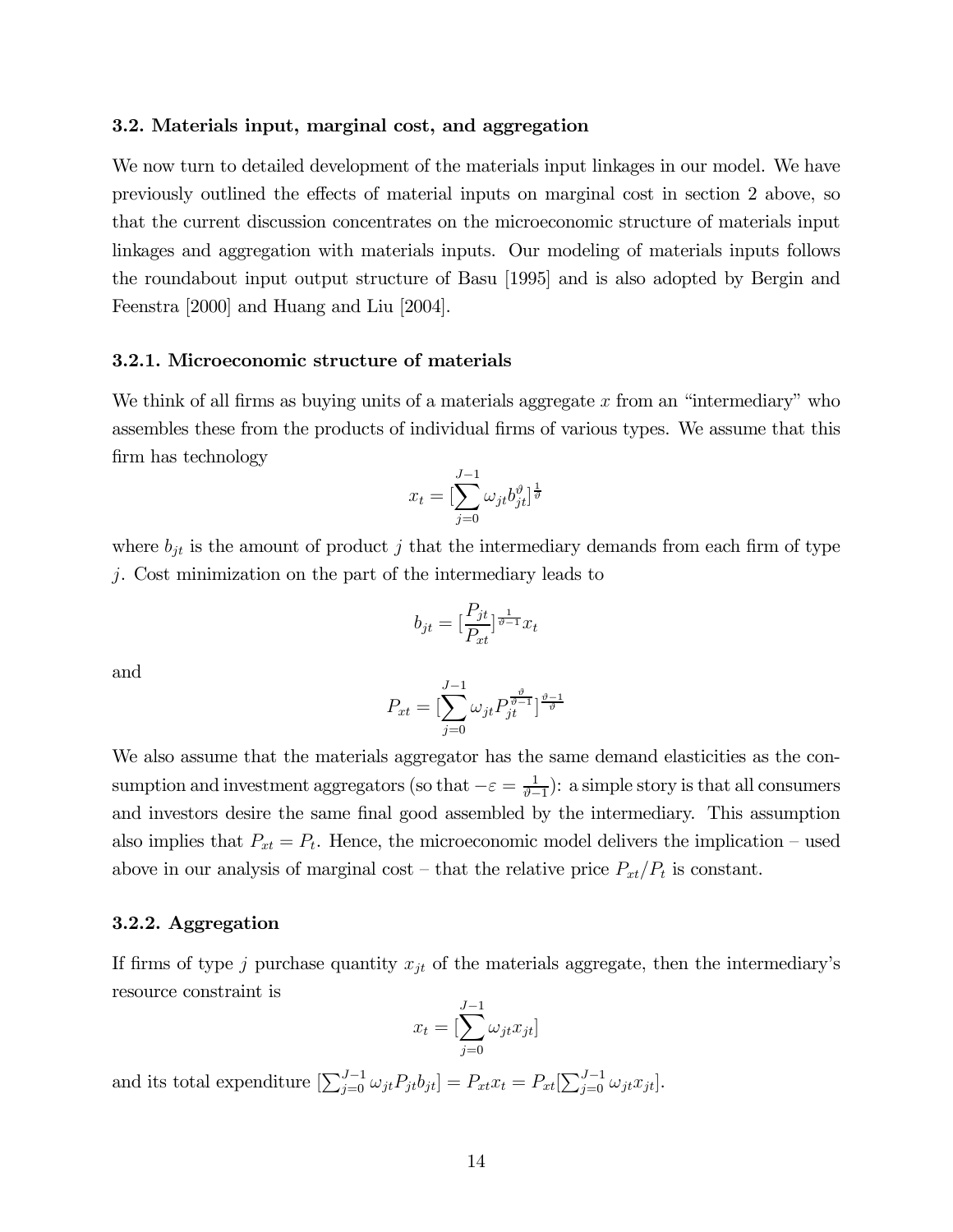### 3.2. Materials input, marginal cost, and aggregation

We now turn to detailed development of the materials input linkages in our model. We have previously outlined the effects of material inputs on marginal cost in section 2 above, so that the current discussion concentrates on the microeconomic structure of materials input linkages and aggregation with materials inputs. Our modeling of materials inputs follows the roundabout input output structure of Basu [1995] and is also adopted by Bergin and Feenstra [2000] and Huang and Liu [2004].

#### 3.2.1. Microeconomic structure of materials

We think of all firms as buying units of a materials aggregate $x$ from an "intermediary" who assembles these from the products of individual firms of various types. We assume that this firm has technology

$$x_t = [\sum_{j=0}^{J-1} \omega_{jt} b_{jt}^{\vartheta}]^{\frac{1}{\vartheta}}$$

where $b_{jt}$ is the amount of product $j$ that the intermediary demands from each firm of type $j$. Cost minimization on the part of the intermediary leads to

$$b_{jt} = [\frac{P_{jt}}{P_{xt}}]^{\frac{1}{\vartheta-1}} x_t$$

and

$$P_{xt} = [\sum_{j=0}^{J-1} \omega_{jt} P_{jt}^{\frac{\vartheta}{\vartheta-1}}]^{\frac{\vartheta-1}{\vartheta}}$$

We also assume that the materials aggregator has the same demand elasticities as the consumption and investment aggregators (so that $-\varepsilon = \frac{1}{\vartheta-1}$): a simple story is that all consumers and investors desire the same final good assembled by the intermediary. This assumption also implies that $P_{xt} = P_t$. Hence, the microeconomic model delivers the implication – used above in our analysis of marginal cost – that the relative price $P_{xt}/P_t$ is constant.

#### 3.2.2. Aggregation

If firms of type $j$ purchase quantity $x_{jt}$ of the materials aggregate, then the intermediary's resource constraint is

$$x_t = [\sum_{j=0}^{J-1} \omega_{jt} x_{jt}]$$

and its total expenditure $[\sum_{j=0}^{J-1} \omega_{jt} P_{jt} b_{jt}] = P_{xt} x_t = P_{xt}[\sum_{j=0}^{J-1} \omega_{jt} x_{jt}]$.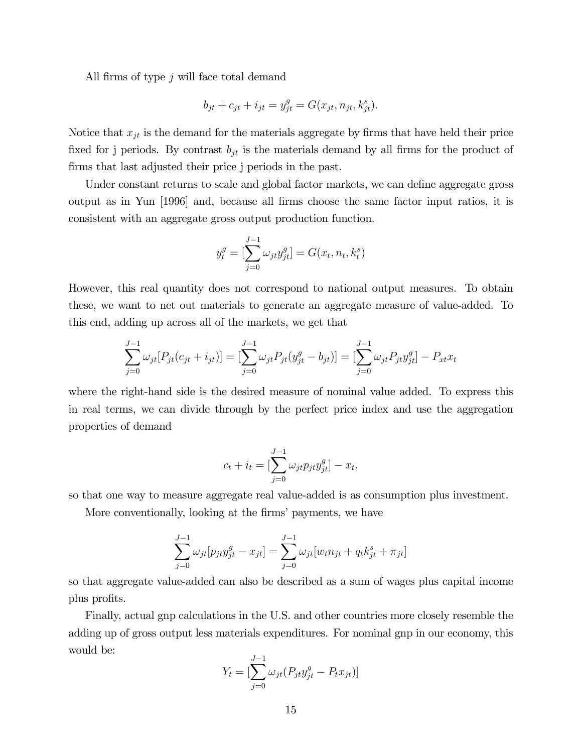All firms of type $j$ will face total demand

$$b_{jt} + c_{jt} + i_{jt} = y_{jt}^g = G(x_{jt}, n_{jt}, k_{jt}^s).$$

Notice that $x_{jt}$ is the demand for the materials aggregate by firms that have held their price fixed for j periods. By contrast $b_{jt}$ is the materials demand by all firms for the product of firms that last adjusted their price j periods in the past.

Under constant returns to scale and global factor markets, we can define aggregate gross output as in Yun [1996] and, because all firms choose the same factor input ratios, it is consistent with an aggregate gross output production function.

$$y_t^g = [\sum_{j=0}^{J-1} \omega_{jt} y_{jt}^g] = G(x_t, n_t, k_t^s)$$

However, this real quantity does not correspond to national output measures. To obtain these, we want to net out materials to generate an aggregate measure of value-added. To this end, adding up across all of the markets, we get that

$$\sum_{j=0}^{J-1} \omega_{jt}[P_{jt}(c_{jt} + i_{jt})] = [\sum_{j=0}^{J-1} \omega_{jt} P_{jt}(y_{jt}^g - b_{jt})] = [\sum_{j=0}^{J-1} \omega_{jt} P_{jt} y_{jt}^g] - P_{xt} x_t$$

where the right-hand side is the desired measure of nominal value added. To express this in real terms, we can divide through by the perfect price index and use the aggregation properties of demand

$$c_t + i_t = [\sum_{j=0}^{J-1} \omega_{jt} p_{jt} y_{jt}^g] - x_t,$$

so that one way to measure aggregate real value-added is as consumption plus investment.

More conventionally, looking at the firms' payments, we have

$$\sum_{j=0}^{J-1} \omega_{jt}[p_{jt} y_{jt}^g - x_{jt}] = \sum_{j=0}^{J-1} \omega_{jt}[w_t n_{jt} + q_t k_{jt}^s + \pi_{jt}]$$

so that aggregate value-added can also be described as a sum of wages plus capital income plus profits.

Finally, actual gnp calculations in the U.S. and other countries more closely resemble the adding up of gross output less materials expenditures. For nominal gnp in our economy, this would be:

$$Y_t = [\sum_{j=0}^{J-1} \omega_{jt}(P_{jt} y_{jt}^g - P_t x_{jt})]$$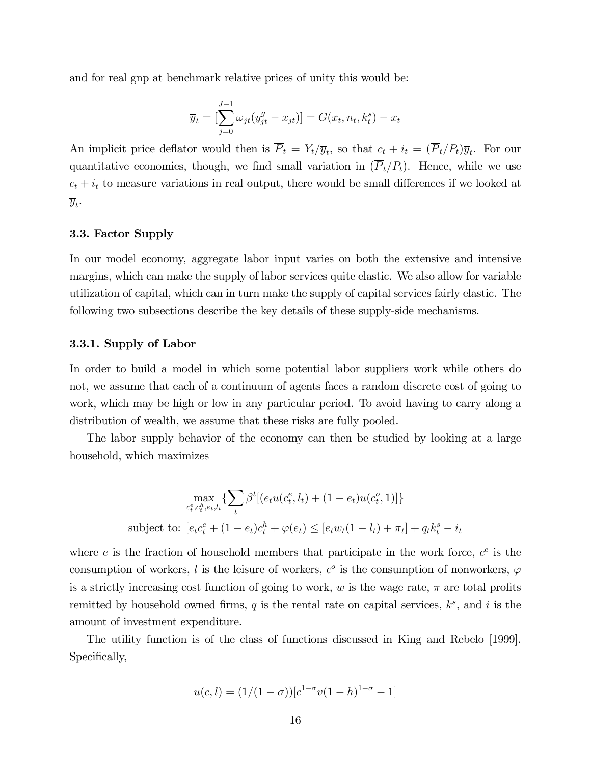and for real gnp at benchmark relative prices of unity this would be:

$$\overline{y}_t = [\sum_{j=0}^{J-1} \omega_{jt}(y_{jt}^g - x_{jt})] = G(x_t, n_t, k_t^s) - x_t$$

An implicit price deflator would then is $\overline{P}_t = Y_t/\overline{y}_t$, so that $c_t + i_t = (\overline{P}_t/P_t)\overline{y}_t$. For our quantitative economies, though, we find small variation in $(\overline{P}_t/P_t)$. Hence, while we use $c_t + i_t$ to measure variations in real output, there would be small differences if we looked at $\overline{y}_t$.

### 3.3. Factor Supply

In our model economy, aggregate labor input varies on both the extensive and intensive margins, which can make the supply of labor services quite elastic. We also allow for variable utilization of capital, which can in turn make the supply of capital services fairly elastic. The following two subsections describe the key details of these supply-side mechanisms.

#### 3.3.1. Supply of Labor

In order to build a model in which some potential labor suppliers work while others do not, we assume that each of a continuum of agents faces a random discrete cost of going to work, which may be high or low in any particular period. To avoid having to carry along a distribution of wealth, we assume that these risks are fully pooled.

The labor supply behavior of the economy can then be studied by looking at a large household, which maximizes

$$\max_{c_t^e, c_t^h, e_t, l_t} \{\sum_t \beta^t [(e_t u(c_t^e, l_t) + (1 - e_t)u(c_t^o, 1)]\}$$

$$\text{subject to: } [e_t c_t^e + (1 - e_t)c_t^h + \varphi(e_t) \leq [e_t w_t(1 - l_t) + \pi_t] + q_t k_t^s - i_t$$

where $e$ is the fraction of household members that participate in the work force, $c^e$ is the consumption of workers, $l$ is the leisure of workers, $c^o$ is the consumption of nonworkers, $\varphi$ is a strictly increasing cost function of going to work, $w$ is the wage rate, $\pi$ are total profits remitted by household owned firms, $q$ is the rental rate on capital services, $k^s$, and $i$ is the amount of investment expenditure.

The utility function is of the class of functions discussed in King and Rebelo [1999]. Specifically,

$$u(c, l) = (1/(1 - \sigma))[c^{1-\sigma} v(1 - h)^{1-\sigma} - 1]$$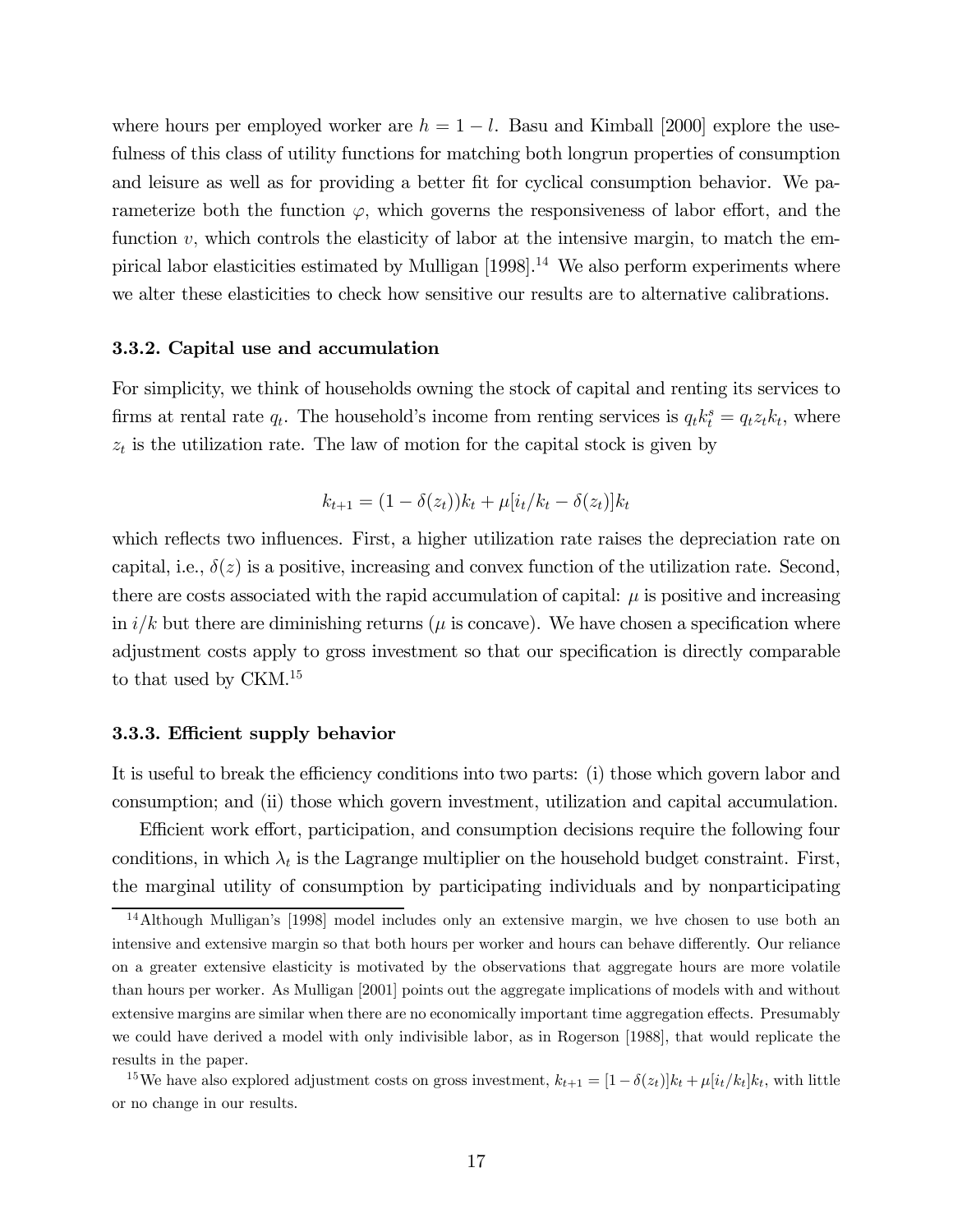where hours per employed worker are $h = 1 - l$. Basu and Kimball [2000] explore the usefulness of this class of utility functions for matching both longrun properties of consumption and leisure as well as for providing a better fit for cyclical consumption behavior. We parameterize both the function $\varphi$, which governs the responsiveness of labor effort, and the function $v$, which controls the elasticity of labor at the intensive margin, to match the empirical labor elasticities estimated by Mulligan [1998].[14] We also perform experiments where we alter these elasticities to check how sensitive our results are to alternative calibrations.

### 3.3.2. Capital use and accumulation

For simplicity, we think of households owning the stock of capital and renting its services to firms at rental rate $q_t$. The household's income from renting services is $q_t k_t^s = q_t z_t k_t$, where $z_t$ is the utilization rate. The law of motion for the capital stock is given by

$$k_{t+1} = (1 - \delta(z_t))k_t + \mu[i_t/k_t - \delta(z_t)]k_t$$

which reflects two influences. First, a higher utilization rate raises the depreciation rate on capital, i.e., $\delta(z)$ is a positive, increasing and convex function of the utilization rate. Second, there are costs associated with the rapid accumulation of capital: $\mu$ is positive and increasing in $i/k$ but there are diminishing returns ($\mu$ is concave). We have chosen a specification where adjustment costs apply to gross investment so that our specification is directly comparable to that used by CKM.[15]

### 3.3.3. Efficient supply behavior

It is useful to break the efficiency conditions into two parts: (i) those which govern labor and consumption; and (ii) those which govern investment, utilization and capital accumulation.

Efficient work effort, participation, and consumption decisions require the following four conditions, in which $\lambda_t$ is the Lagrange multiplier on the household budget constraint. First, the marginal utility of consumption by participating individuals and by nonparticipating

[14] Although Mulligan's [1998] model includes only an extensive margin, we hve chosen to use both an intensive and extensive margin so that both hours per worker and hours can behave differently. Our reliance on a greater extensive elasticity is motivated by the observations that aggregate hours are more volatile than hours per worker. As Mulligan [2001] points out the aggregate implications of models with and without extensive margins are similar when there are no economically important time aggregation effects. Presumably we could have derived a model with only indivisible labor, as in Rogerson [1988], that would replicate the results in the paper.

[15] We have also explored adjustment costs on gross investment, $k_{t+1} = [1 - \delta(z_t)]k_t + \mu[i_t/k_t]k_t$, with little or no change in our results.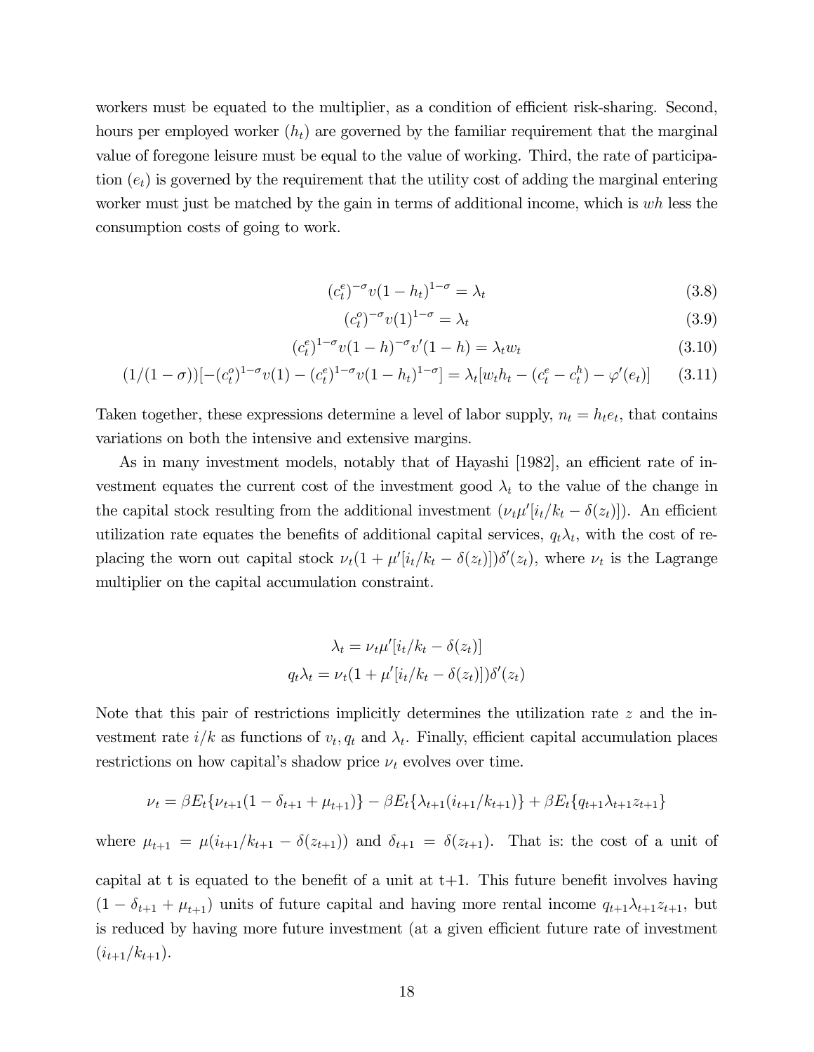workers must be equated to the multiplier, as a condition of efficient risk-sharing. Second, hours per employed worker ($h_t$) are governed by the familiar requirement that the marginal value of foregone leisure must be equal to the value of working. Third, the rate of participation ($e_t$) is governed by the requirement that the utility cost of adding the marginal entering worker must just be matched by the gain in terms of additional income, which is $wh$ less the consumption costs of going to work.

$$(c_t^e)^{-\sigma} v(1-h_t)^{1-\sigma} = \lambda_t \tag{3.8}$$

$$(c_t^o)^{-\sigma} v(1)^{1-\sigma} = \lambda_t \tag{3.9}$$

$$(c_t^e)^{1-\sigma} v(1-h)^{-\sigma} v'(1-h) = \lambda_t w_t \tag{3.10}$$

$$(1/(1-\sigma))[-(c_t^o)^{1-\sigma} v(1) - (c_t^e)^{1-\sigma} v(1-h_t)^{1-\sigma}] = \lambda_t [w_t h_t - (c_t^e - c_t^h) - \varphi'(e_t)] \tag{3.11}$$

Taken together, these expressions determine a level of labor supply, $n_t = h_t e_t$, that contains variations on both the intensive and extensive margins.

As in many investment models, notably that of Hayashi [1982], an efficient rate of investment equates the current cost of the investment good $\lambda_t$ to the value of the change in the capital stock resulting from the additional investment ($\nu_t \mu'[i_t/k_t - \delta(z_t)]$). An efficient utilization rate equates the benefits of additional capital services, $q_t \lambda_t$, with the cost of replacing the worn out capital stock $\nu_t(1 + \mu'[i_t/k_t - \delta(z_t)])\delta'(z_t)$, where $\nu_t$ is the Lagrange multiplier on the capital accumulation constraint.

$$\lambda_t = \nu_t \mu'[i_t/k_t - \delta(z_t)]$$
$$q_t \lambda_t = \nu_t (1 + \mu'[i_t/k_t - \delta(z_t)])\delta'(z_t)$$

Note that this pair of restrictions implicitly determines the utilization rate $z$ and the investment rate $i/k$ as functions of $v_t, q_t$ and $\lambda_t$. Finally, efficient capital accumulation places restrictions on how capital's shadow price $\nu_t$ evolves over time.

$$\nu_t = \beta E_t\{\nu_{t+1}(1 - \delta_{t+1} + \mu_{t+1})\} - \beta E_t\{\lambda_{t+1}(i_{t+1}/k_{t+1})\} + \beta E_t\{q_{t+1}\lambda_{t+1} z_{t+1}\}$$

where $\mu_{t+1} = \mu(i_{t+1}/k_{t+1} - \delta(z_{t+1}))$ and $\delta_{t+1} = \delta(z_{t+1})$. That is: the cost of a unit of capital at t is equated to the benefit of a unit at t+1. This future benefit involves having $(1 - \delta_{t+1} + \mu_{t+1})$ units of future capital and having more rental income $q_{t+1}\lambda_{t+1}z_{t+1}$, but is reduced by having more future investment (at a given efficient future rate of investment $(i_{t+1}/k_{t+1})$.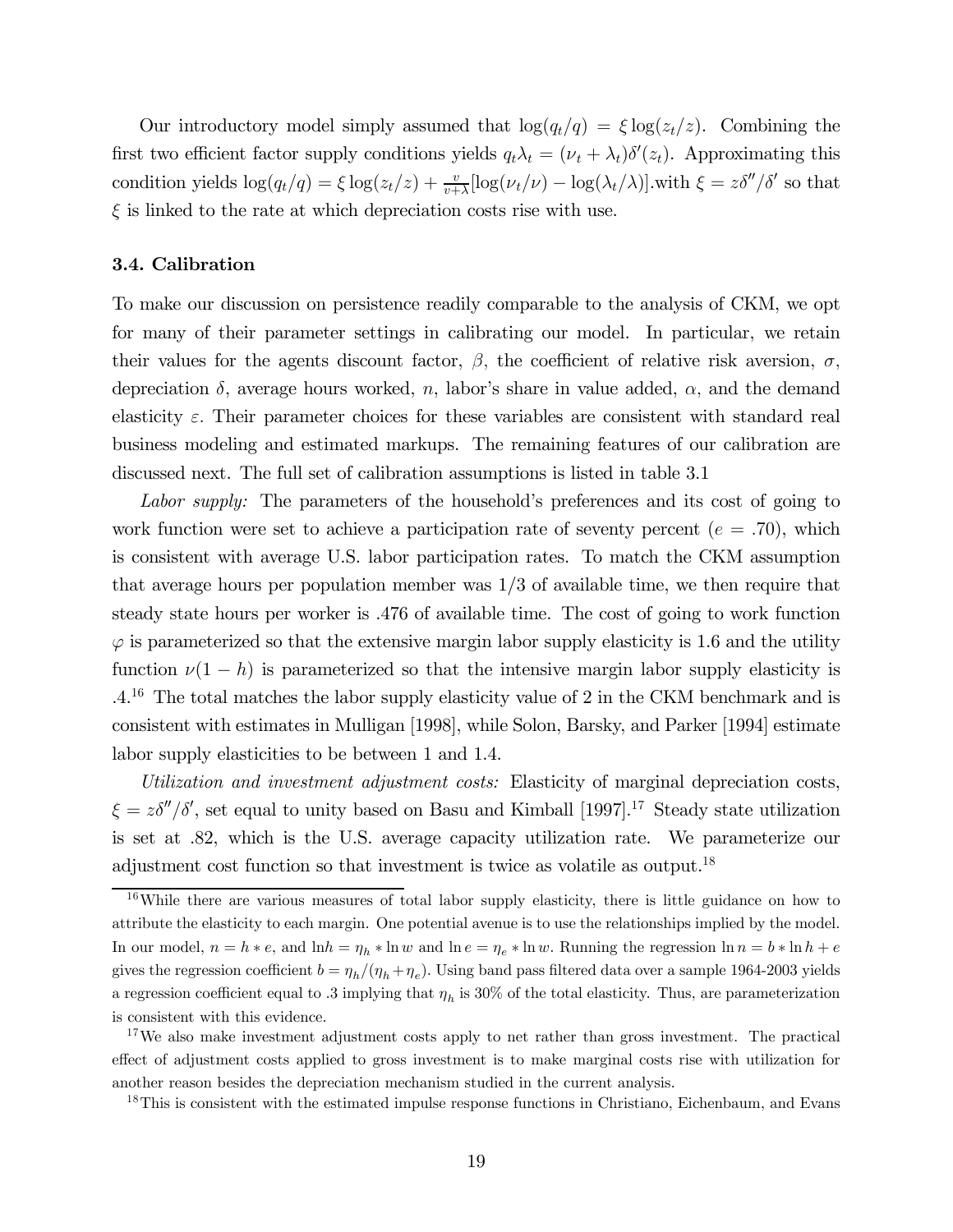Our introductory model simply assumed that $\log(q_t/q) = \xi \log(z_t/z)$. Combining the first two efficient factor supply conditions yields $q_t\lambda_t = (\nu_t + \lambda_t)\delta'(z_t)$. Approximating this condition yields $\log(q_t/q) = \xi \log(z_t/z) + \frac{v}{v+\lambda}[\log(\nu_t/\nu) - \log(\lambda_t/\lambda)]$.with $\xi = z\delta''/\delta'$ so that $\xi$ is linked to the rate at which depreciation costs rise with use.

### 3.4. Calibration

To make our discussion on persistence readily comparable to the analysis of CKM, we opt for many of their parameter settings in calibrating our model. In particular, we retain their values for the agents discount factor, $\beta$, the coefficient of relative risk aversion, $\sigma$, depreciation $\delta$, average hours worked, $n$, labor's share in value added, $\alpha$, and the demand elasticity $\varepsilon$. Their parameter choices for these variables are consistent with standard real business modeling and estimated markups. The remaining features of our calibration are discussed next. The full set of calibration assumptions is listed in table 3.1

*Labor supply:* The parameters of the household's preferences and its cost of going to work function were set to achieve a participation rate of seventy percent ($e = .70$), which is consistent with average U.S. labor participation rates. To match the CKM assumption that average hours per population member was 1/3 of available time, we then require that steady state hours per worker is .476 of available time. The cost of going to work function $\varphi$ is parameterized so that the extensive margin labor supply elasticity is 1.6 and the utility function $\nu(1-h)$ is parameterized so that the intensive margin labor supply elasticity is .4.[16] The total matches the labor supply elasticity value of 2 in the CKM benchmark and is consistent with estimates in Mulligan [1998], while Solon, Barsky, and Parker [1994] estimate labor supply elasticities to be between 1 and 1.4.

*Utilization and investment adjustment costs:* Elasticity of marginal depreciation costs, $\xi = z\delta''/\delta'$, set equal to unity based on Basu and Kimball [1997].[17] Steady state utilization is set at .82, which is the U.S. average capacity utilization rate. We parameterize our adjustment cost function so that investment is twice as volatile as output.[18]

[16] While there are various measures of total labor supply elasticity, there is little guidance on how to attribute the elasticity to each margin. One potential avenue is to use the relationships implied by the model. In our model, $n = h * e$, and $\ln h = \eta_h * \ln w$ and $\ln e = \eta_e * \ln w$. Running the regression $\ln n = b * \ln h + e$ gives the regression coefficient $b = \eta_h/(\eta_h + \eta_e)$. Using band pass filtered data over a sample 1964-2003 yields a regression coefficient equal to .3 implying that $\eta_h$ is 30% of the total elasticity. Thus, are parameterization is consistent with this evidence.

[17] We also make investment adjustment costs apply to net rather than gross investment. The practical effect of adjustment costs applied to gross investment is to make marginal costs rise with utilization for another reason besides the depreciation mechanism studied in the current analysis.

[18] This is consistent with the estimated impulse response functions in Christiano, Eichenbaum, and Evans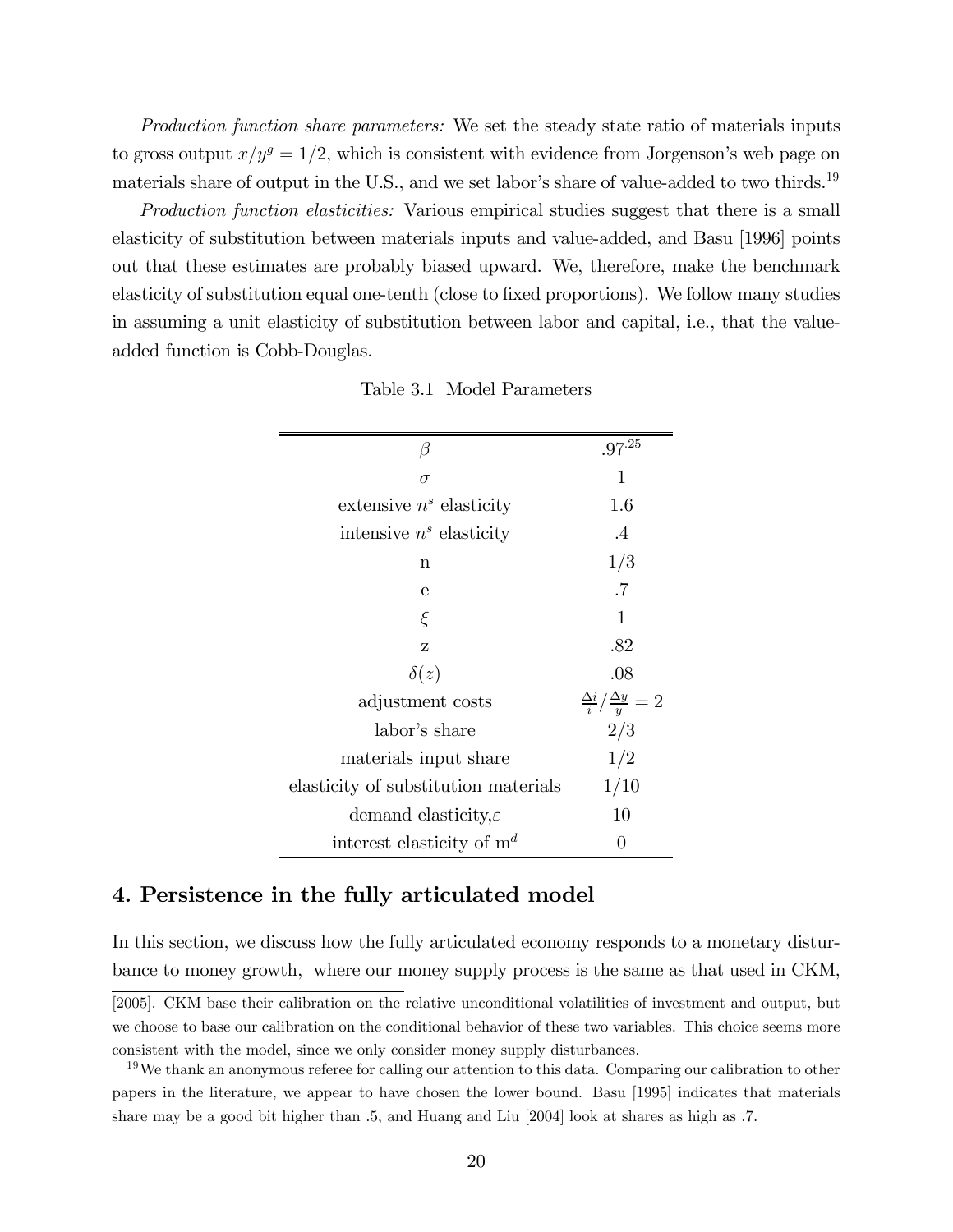*Production function share parameters:* We set the steady state ratio of materials inputs to gross output $x/y^g = 1/2$, which is consistent with evidence from Jorgenson's web page on materials share of output in the U.S., and we set labor's share of value-added to two thirds.[19]

*Production function elasticities:* Various empirical studies suggest that there is a small elasticity of substitution between materials inputs and value-added, and Basu [1996] points out that these estimates are probably biased upward. We, therefore, make the benchmark elasticity of substitution equal one-tenth (close to fixed proportions). We follow many studies in assuming a unit elasticity of substitution between labor and capital, i.e., that the value-added function is Cobb-Douglas.

Table 3.1 Model Parameters

| Parameter | Value |
|---|---|
| $\beta$ | $.97^{.25}$ |
| $\sigma$ | 1 |
| extensive $n^s$ elasticity | 1.6 |
| intensive $n^s$ elasticity | .4 |
| n | 1/3 |
| e | .7 |
| $\xi$ | 1 |
| z | .82 |
| $\delta(z)$ | .08 |
| adjustment costs | $\frac{\Delta i}{i} / \frac{\Delta y}{y} = 2$ |
| labor's share | 2/3 |
| materials input share | 1/2 |
| elasticity of substitution materials | 1/10 |
| demand elasticity, $\varepsilon$ | 10 |
| interest elasticity of $m^d$ | 0 |

## 4. Persistence in the fully articulated model

In this section, we discuss how the fully articulated economy responds to a monetary disturbance to money growth, where our money supply process is the same as that used in CKM,

---

[2005]. CKM base their calibration on the relative unconditional volatilities of investment and output, but we choose to base our calibration on the conditional behavior of these two variables. This choice seems more consistent with the model, since we only consider money supply disturbances.

[19] We thank an anonymous referee for calling our attention to this data. Comparing our calibration to other papers in the literature, we appear to have chosen the lower bound. Basu [1995] indicates that materials share may be a good bit higher than .5, and Huang and Liu [2004] look at shares as high as .7.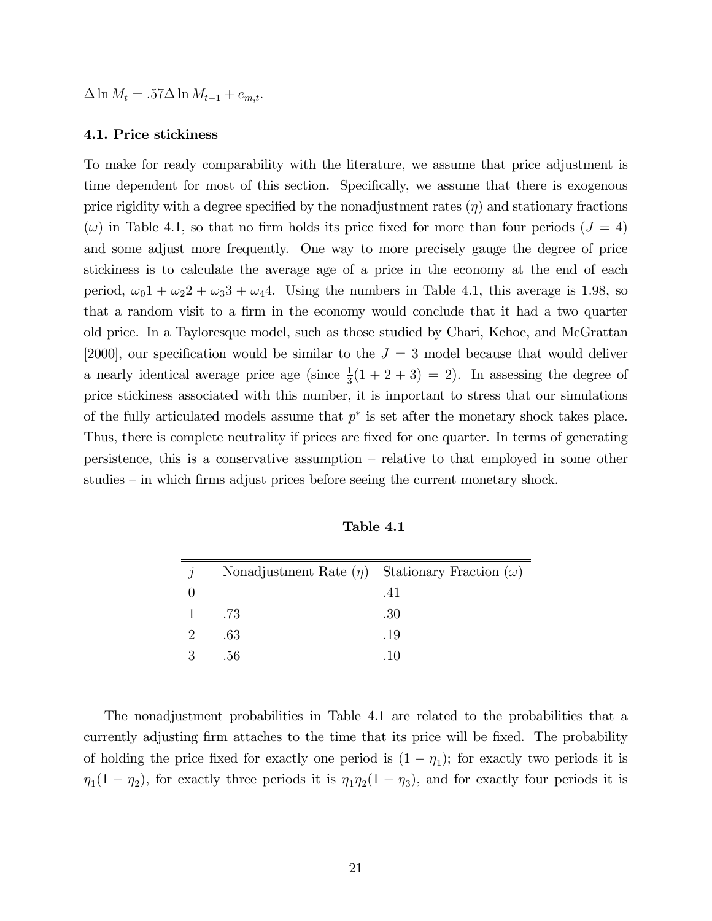$\Delta \ln M_t = .57 \Delta \ln M_{t-1} + e_{m,t}$.

### 4.1. Price stickiness

To make for ready comparability with the literature, we assume that price adjustment is time dependent for most of this section. Specifically, we assume that there is exogenous price rigidity with a degree specified by the nonadjustment rates ($\eta$) and stationary fractions ($\omega$) in Table 4.1, so that no firm holds its price fixed for more than four periods ($J = 4$) and some adjust more frequently. One way to more precisely gauge the degree of price stickiness is to calculate the average age of a price in the economy at the end of each period, $\omega_0 1 + \omega_2 2 + \omega_3 3 + \omega_4 4$. Using the numbers in Table 4.1, this average is 1.98, so that a random visit to a firm in the economy would conclude that it had a two quarter old price. In a Tayloresque model, such as those studied by Chari, Kehoe, and McGrattan [2000], our specification would be similar to the $J = 3$ model because that would deliver a nearly identical average price age (since $\frac{1}{3}(1 + 2 + 3) = 2$). In assessing the degree of price stickiness associated with this number, it is important to stress that our simulations of the fully articulated models assume that $p^*$ is set after the monetary shock takes place. Thus, there is complete neutrality if prices are fixed for one quarter. In terms of generating persistence, this is a conservative assumption – relative to that employed in some other studies – in which firms adjust prices before seeing the current monetary shock.

**Table 4.1**

| $j$ | Nonadjustment Rate ($\eta$) | Stationary Fraction ($\omega$) |
|---|---|---|
| 0 | | .41 |
| 1 | .73 | .30 |
| 2 | .63 | .19 |
| 3 | .56 | .10 |

The nonadjustment probabilities in Table 4.1 are related to the probabilities that a currently adjusting firm attaches to the time that its price will be fixed. The probability of holding the price fixed for exactly one period is $(1 - \eta_1)$; for exactly two periods it is $\eta_1(1 - \eta_2)$, for exactly three periods it is $\eta_1\eta_2(1 - \eta_3)$, and for exactly four periods it is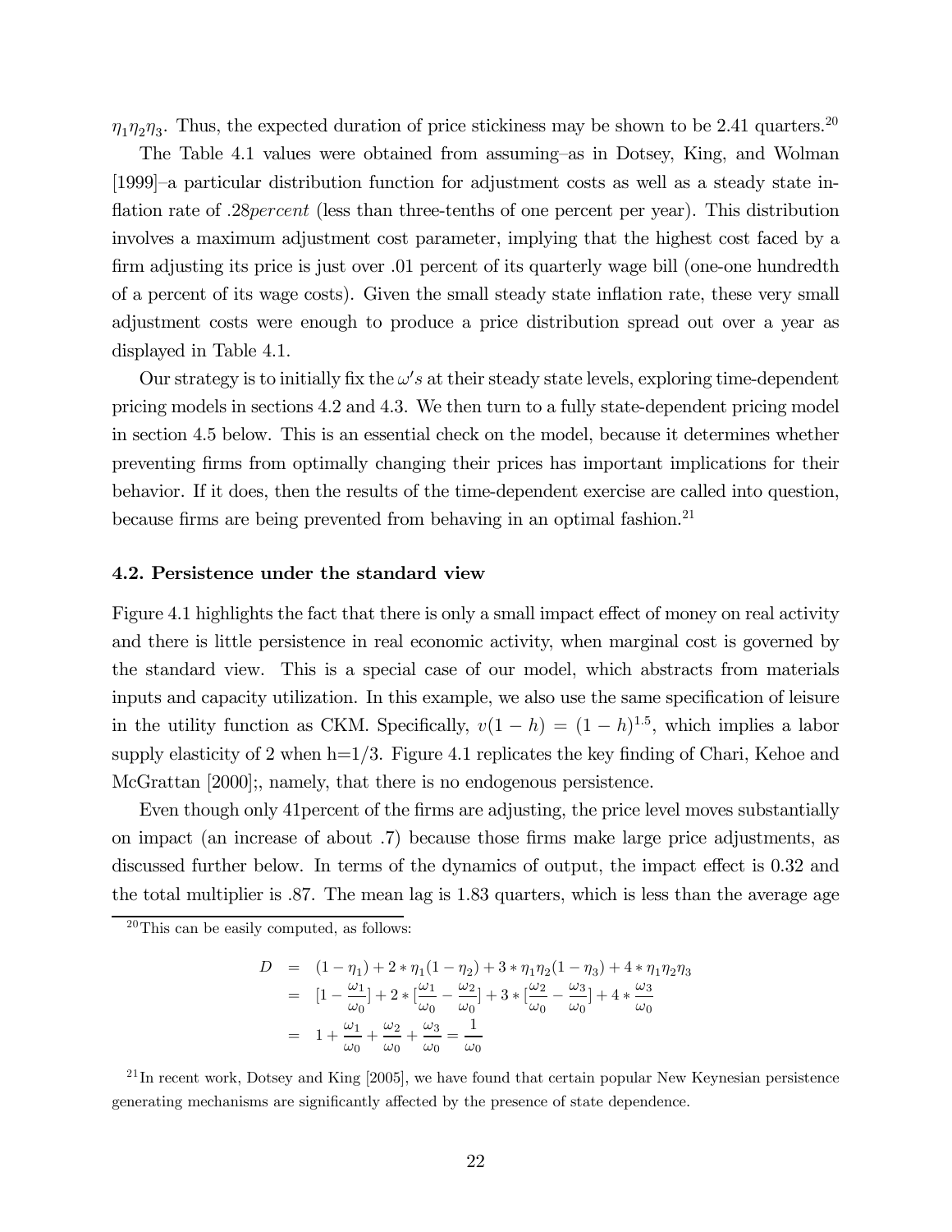$\eta_1\eta_2\eta_3$. Thus, the expected duration of price stickiness may be shown to be 2.41 quarters.[20]

The Table 4.1 values were obtained from assuming–as in Dotsey, King, and Wolman [1999]–a particular distribution function for adjustment costs as well as a steady state inflation rate of .28*percent* (less than three-tenths of one percent per year). This distribution involves a maximum adjustment cost parameter, implying that the highest cost faced by a firm adjusting its price is just over .01 percent of its quarterly wage bill (one-one hundredth of a percent of its wage costs). Given the small steady state inflation rate, these very small adjustment costs were enough to produce a price distribution spread out over a year as displayed in Table 4.1.

Our strategy is to initially fix the $\omega's$ at their steady state levels, exploring time-dependent pricing models in sections 4.2 and 4.3. We then turn to a fully state-dependent pricing model in section 4.5 below. This is an essential check on the model, because it determines whether preventing firms from optimally changing their prices has important implications for their behavior. If it does, then the results of the time-dependent exercise are called into question, because firms are being prevented from behaving in an optimal fashion.[21]

### 4.2. Persistence under the standard view

Figure 4.1 highlights the fact that there is only a small impact effect of money on real activity and there is little persistence in real economic activity, when marginal cost is governed by the standard view. This is a special case of our model, which abstracts from materials inputs and capacity utilization. In this example, we also use the same specification of leisure in the utility function as CKM. Specifically, $v(1-h) = (1-h)^{1.5}$, which implies a labor supply elasticity of 2 when h=1/3. Figure 4.1 replicates the key finding of Chari, Kehoe and McGrattan [2000];, namely, that there is no endogenous persistence.

Even though only 41percent of the firms are adjusting, the price level moves substantially on impact (an increase of about .7) because those firms make large price adjustments, as discussed further below. In terms of the dynamics of output, the impact effect is 0.32 and the total multiplier is .87. The mean lag is 1.83 quarters, which is less than the average age

[20] This can be easily computed, as follows:

$$
\begin{aligned}
D &= (1-\eta_1) + 2*\eta_1(1-\eta_2) + 3*\eta_1\eta_2(1-\eta_3) + 4*\eta_1\eta_2\eta_3 \\
&= [1-\frac{\omega_1}{\omega_0}] + 2*[\frac{\omega_1}{\omega_0} - \frac{\omega_2}{\omega_0}] + 3*[\frac{\omega_2}{\omega_0} - \frac{\omega_3}{\omega_0}] + 4*\frac{\omega_3}{\omega_0} \\
&= 1 + \frac{\omega_1}{\omega_0} + \frac{\omega_2}{\omega_0} + \frac{\omega_3}{\omega_0} = \frac{1}{\omega_0}
\end{aligned}
$$

[21] In recent work, Dotsey and King [2005], we have found that certain popular New Keynesian persistence generating mechanisms are significantly affected by the presence of state dependence.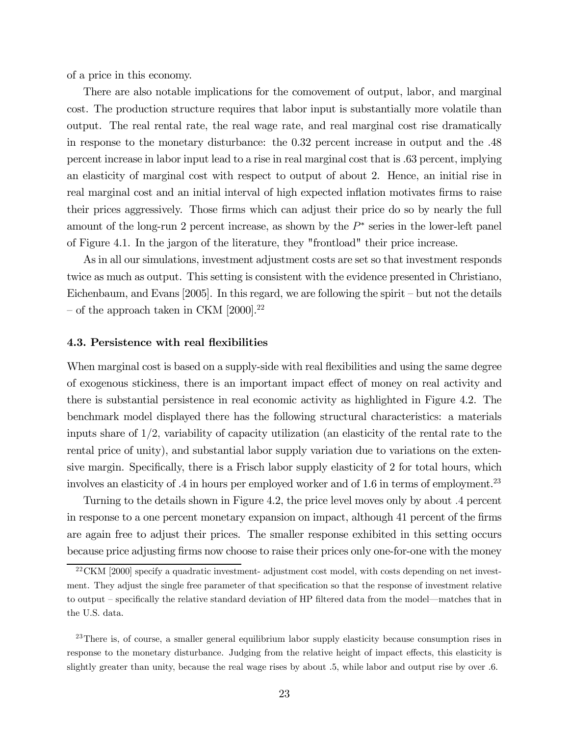of a price in this economy.

There are also notable implications for the comovement of output, labor, and marginal cost. The production structure requires that labor input is substantially more volatile than output. The real rental rate, the real wage rate, and real marginal cost rise dramatically in response to the monetary disturbance: the 0.32 percent increase in output and the .48 percent increase in labor input lead to a rise in real marginal cost that is .63 percent, implying an elasticity of marginal cost with respect to output of about 2. Hence, an initial rise in real marginal cost and an initial interval of high expected inflation motivates firms to raise their prices aggressively. Those firms which can adjust their price do so by nearly the full amount of the long-run 2 percent increase, as shown by the $P^*$ series in the lower-left panel of Figure 4.1. In the jargon of the literature, they "frontload" their price increase.

As in all our simulations, investment adjustment costs are set so that investment responds twice as much as output. This setting is consistent with the evidence presented in Christiano, Eichenbaum, and Evans [2005]. In this regard, we are following the spirit – but not the details – of the approach taken in CKM [2000].[22]

### 4.3. Persistence with real flexibilities

When marginal cost is based on a supply-side with real flexibilities and using the same degree of exogenous stickiness, there is an important impact effect of money on real activity and there is substantial persistence in real economic activity as highlighted in Figure 4.2. The benchmark model displayed there has the following structural characteristics: a materials inputs share of 1/2, variability of capacity utilization (an elasticity of the rental rate to the rental price of unity), and substantial labor supply variation due to variations on the extensive margin. Specifically, there is a Frisch labor supply elasticity of 2 for total hours, which involves an elasticity of .4 in hours per employed worker and of 1.6 in terms of employment.[23]

Turning to the details shown in Figure 4.2, the price level moves only by about .4 percent in response to a one percent monetary expansion on impact, although 41 percent of the firms are again free to adjust their prices. The smaller response exhibited in this setting occurs because price adjusting firms now choose to raise their prices only one-for-one with the money

[22] CKM [2000] specify a quadratic investment- adjustment cost model, with costs depending on net investment. They adjust the single free parameter of that specification so that the response of investment relative to output – specifically the relative standard deviation of HP filtered data from the model—matches that in the U.S. data.

[23] There is, of course, a smaller general equilibrium labor supply elasticity because consumption rises in response to the monetary disturbance. Judging from the relative height of impact effects, this elasticity is slightly greater than unity, because the real wage rises by about .5, while labor and output rise by over .6.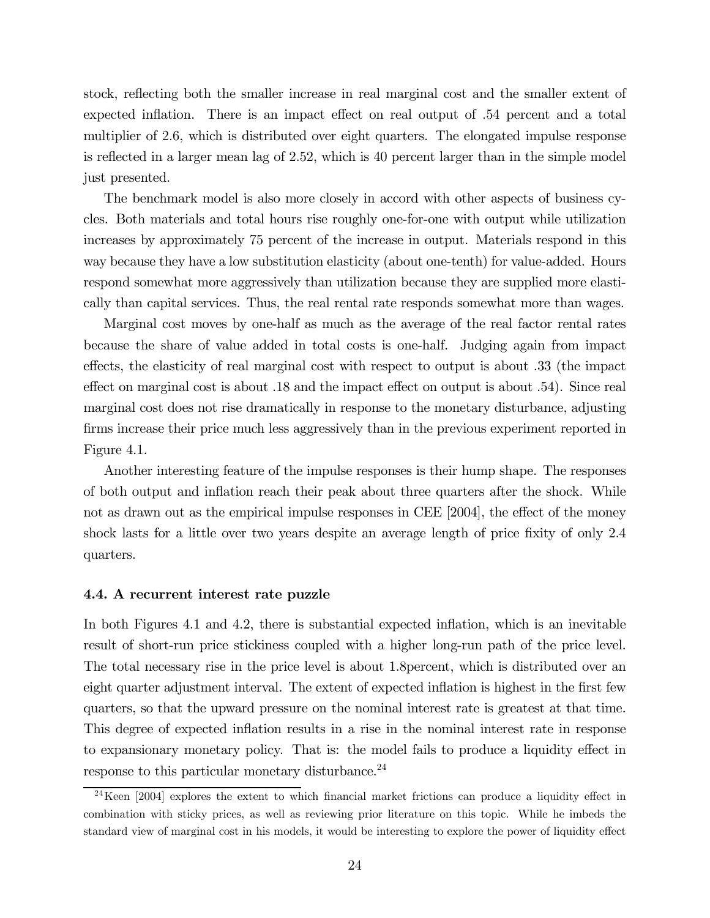stock, reflecting both the smaller increase in real marginal cost and the smaller extent of expected inflation. There is an impact effect on real output of .54 percent and a total multiplier of 2.6, which is distributed over eight quarters. The elongated impulse response is reflected in a larger mean lag of 2.52, which is 40 percent larger than in the simple model just presented.

The benchmark model is also more closely in accord with other aspects of business cycles. Both materials and total hours rise roughly one-for-one with output while utilization increases by approximately 75 percent of the increase in output. Materials respond in this way because they have a low substitution elasticity (about one-tenth) for value-added. Hours respond somewhat more aggressively than utilization because they are supplied more elastically than capital services. Thus, the real rental rate responds somewhat more than wages.

Marginal cost moves by one-half as much as the average of the real factor rental rates because the share of value added in total costs is one-half. Judging again from impact effects, the elasticity of real marginal cost with respect to output is about .33 (the impact effect on marginal cost is about .18 and the impact effect on output is about .54). Since real marginal cost does not rise dramatically in response to the monetary disturbance, adjusting firms increase their price much less aggressively than in the previous experiment reported in Figure 4.1.

Another interesting feature of the impulse responses is their hump shape. The responses of both output and inflation reach their peak about three quarters after the shock. While not as drawn out as the empirical impulse responses in CEE [2004], the effect of the money shock lasts for a little over two years despite an average length of price fixity of only 2.4 quarters.

### 4.4. A recurrent interest rate puzzle

In both Figures 4.1 and 4.2, there is substantial expected inflation, which is an inevitable result of short-run price stickiness coupled with a higher long-run path of the price level. The total necessary rise in the price level is about 1.8percent, which is distributed over an eight quarter adjustment interval. The extent of expected inflation is highest in the first few quarters, so that the upward pressure on the nominal interest rate is greatest at that time. This degree of expected inflation results in a rise in the nominal interest rate in response to expansionary monetary policy. That is: the model fails to produce a liquidity effect in response to this particular monetary disturbance.[24]

[24] Keen [2004] explores the extent to which financial market frictions can produce a liquidity effect in combination with sticky prices, as well as reviewing prior literature on this topic. While he imbeds the standard view of marginal cost in his models, it would be interesting to explore the power of liquidity effect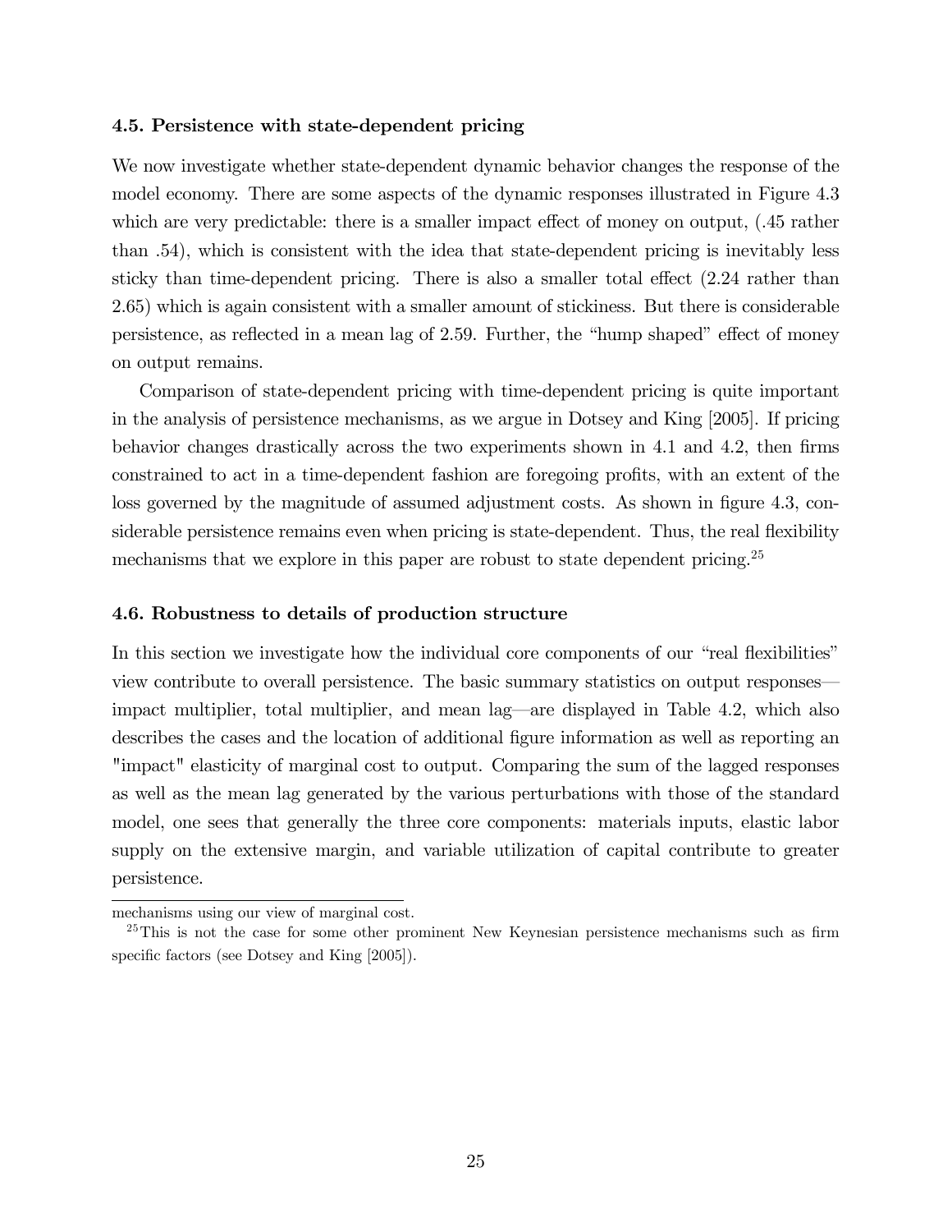### 4.5. Persistence with state-dependent pricing

We now investigate whether state-dependent dynamic behavior changes the response of the model economy. There are some aspects of the dynamic responses illustrated in Figure 4.3 which are very predictable: there is a smaller impact effect of money on output, (.45 rather than .54), which is consistent with the idea that state-dependent pricing is inevitably less sticky than time-dependent pricing. There is also a smaller total effect (2.24 rather than 2.65) which is again consistent with a smaller amount of stickiness. But there is considerable persistence, as reflected in a mean lag of 2.59. Further, the "hump shaped" effect of money on output remains.

Comparison of state-dependent pricing with time-dependent pricing is quite important in the analysis of persistence mechanisms, as we argue in Dotsey and King [2005]. If pricing behavior changes drastically across the two experiments shown in 4.1 and 4.2, then firms constrained to act in a time-dependent fashion are foregoing profits, with an extent of the loss governed by the magnitude of assumed adjustment costs. As shown in figure 4.3, considerable persistence remains even when pricing is state-dependent. Thus, the real flexibility mechanisms that we explore in this paper are robust to state dependent pricing.[25]

### 4.6. Robustness to details of production structure

In this section we investigate how the individual core components of our "real flexibilities" view contribute to overall persistence. The basic summary statistics on output responses—impact multiplier, total multiplier, and mean lag—are displayed in Table 4.2, which also describes the cases and the location of additional figure information as well as reporting an "impact" elasticity of marginal cost to output. Comparing the sum of the lagged responses as well as the mean lag generated by the various perturbations with those of the standard model, one sees that generally the three core components: materials inputs, elastic labor supply on the extensive margin, and variable utilization of capital contribute to greater persistence.

---

mechanisms using our view of marginal cost.

[25] This is not the case for some other prominent New Keynesian persistence mechanisms such as firm specific factors (see Dotsey and King [2005]).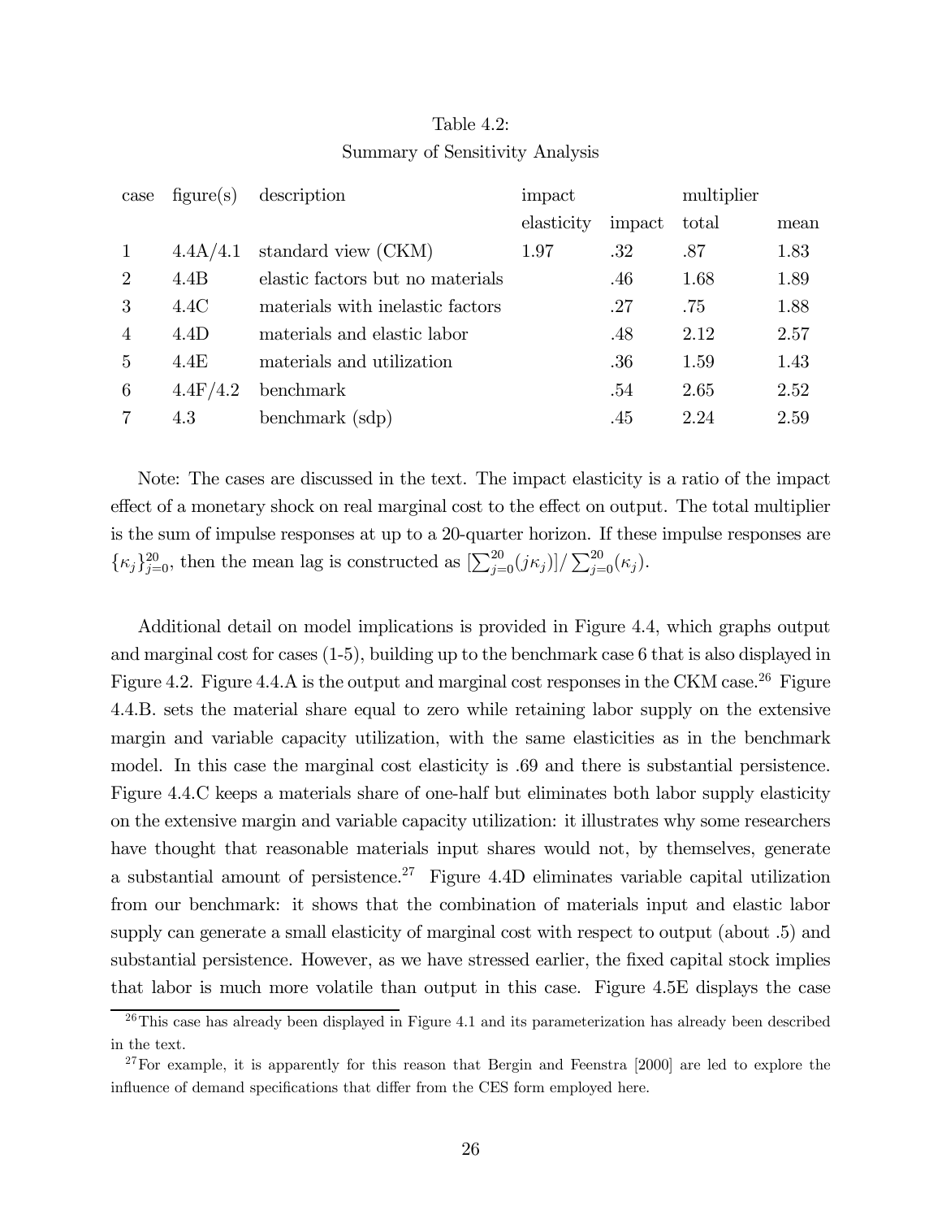Table 4.2:
Summary of Sensitivity Analysis

| case | figure(s) | description | impact | | multiplier | |
|---|---|---|---|---|---|---|
| | | | elasticity | impact | total | mean |
| 1 | 4.4A/4.1 | standard view (CKM) | 1.97 | .32 | .87 | 1.83 |
| 2 | 4.4B | elastic factors but no materials | | .46 | 1.68 | 1.89 |
| 3 | 4.4C | materials with inelastic factors | | .27 | .75 | 1.88 |
| 4 | 4.4D | materials and elastic labor | | .48 | 2.12 | 2.57 |
| 5 | 4.4E | materials and utilization | | .36 | 1.59 | 1.43 |
| 6 | 4.4F/4.2 | benchmark | | .54 | 2.65 | 2.52 |
| 7 | 4.3 | benchmark (sdp) | | .45 | 2.24 | 2.59 |

Note: The cases are discussed in the text. The impact elasticity is a ratio of the impact effect of a monetary shock on real marginal cost to the effect on output. The total multiplier is the sum of impulse responses at up to a 20-quarter horizon. If these impulse responses are $\{\kappa_j\}_{j=0}^{20}$, then the mean lag is constructed as $[\sum_{j=0}^{20}(j\kappa_j)]/\sum_{j=0}^{20}(\kappa_j)$.

Additional detail on model implications is provided in Figure 4.4, which graphs output and marginal cost for cases (1-5), building up to the benchmark case 6 that is also displayed in Figure 4.2. Figure 4.4.A is the output and marginal cost responses in the CKM case.[26] Figure 4.4.B. sets the material share equal to zero while retaining labor supply on the extensive margin and variable capacity utilization, with the same elasticities as in the benchmark model. In this case the marginal cost elasticity is .69 and there is substantial persistence. Figure 4.4.C keeps a materials share of one-half but eliminates both labor supply elasticity on the extensive margin and variable capacity utilization: it illustrates why some researchers have thought that reasonable materials input shares would not, by themselves, generate a substantial amount of persistence.[27] Figure 4.4D eliminates variable capital utilization from our benchmark: it shows that the combination of materials input and elastic labor supply can generate a small elasticity of marginal cost with respect to output (about .5) and substantial persistence. However, as we have stressed earlier, the fixed capital stock implies that labor is much more volatile than output in this case. Figure 4.5E displays the case

[26] This case has already been displayed in Figure 4.1 and its parameterization has already been described in the text.

[27] For example, it is apparently for this reason that Bergin and Feenstra [2000] are led to explore the influence of demand specifications that differ from the CES form employed here.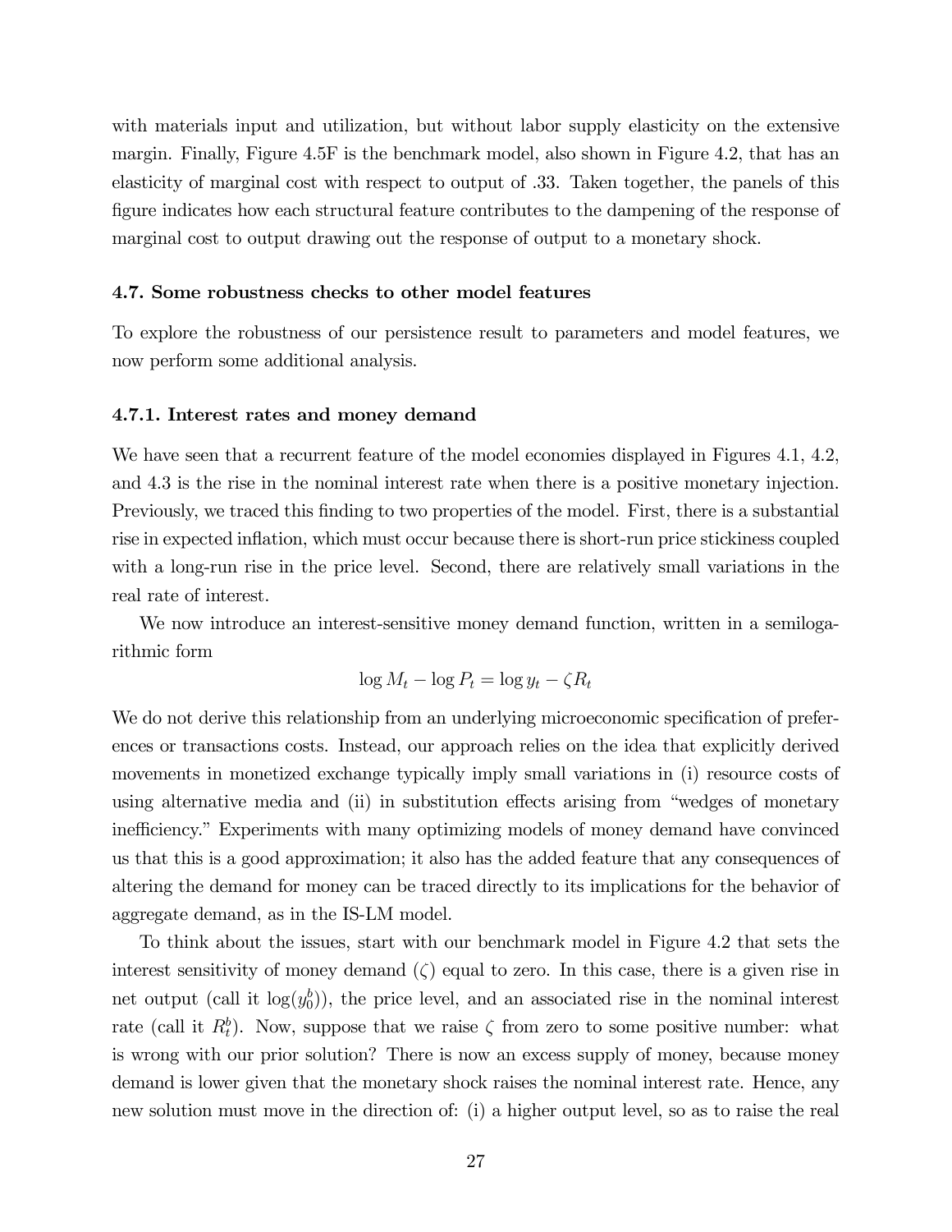with materials input and utilization, but without labor supply elasticity on the extensive margin. Finally, Figure 4.5F is the benchmark model, also shown in Figure 4.2, that has an elasticity of marginal cost with respect to output of .33. Taken together, the panels of this figure indicates how each structural feature contributes to the dampening of the response of marginal cost to output drawing out the response of output to a monetary shock.

### 4.7. Some robustness checks to other model features

To explore the robustness of our persistence result to parameters and model features, we now perform some additional analysis.

#### 4.7.1. Interest rates and money demand

We have seen that a recurrent feature of the model economies displayed in Figures 4.1, 4.2, and 4.3 is the rise in the nominal interest rate when there is a positive monetary injection. Previously, we traced this finding to two properties of the model. First, there is a substantial rise in expected inflation, which must occur because there is short-run price stickiness coupled with a long-run rise in the price level. Second, there are relatively small variations in the real rate of interest.

We now introduce an interest-sensitive money demand function, written in a semilogarithmic form

$$\log M_t - \log P_t = \log y_t - \zeta R_t$$

We do not derive this relationship from an underlying microeconomic specification of preferences or transactions costs. Instead, our approach relies on the idea that explicitly derived movements in monetized exchange typically imply small variations in (i) resource costs of using alternative media and (ii) in substitution effects arising from "wedges of monetary inefficiency." Experiments with many optimizing models of money demand have convinced us that this is a good approximation; it also has the added feature that any consequences of altering the demand for money can be traced directly to its implications for the behavior of aggregate demand, as in the IS-LM model.

To think about the issues, start with our benchmark model in Figure 4.2 that sets the interest sensitivity of money demand ($\zeta$) equal to zero. In this case, there is a given rise in net output (call it $\log(y_0^b)$), the price level, and an associated rise in the nominal interest rate (call it $R_t^b$). Now, suppose that we raise $\zeta$ from zero to some positive number: what is wrong with our prior solution? There is now an excess supply of money, because money demand is lower given that the monetary shock raises the nominal interest rate. Hence, any new solution must move in the direction of: (i) a higher output level, so as to raise the real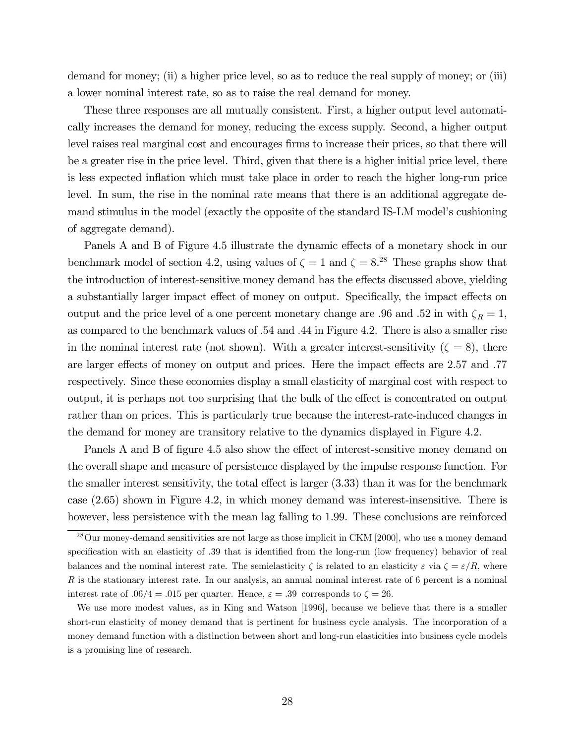demand for money; (ii) a higher price level, so as to reduce the real supply of money; or (iii) a lower nominal interest rate, so as to raise the real demand for money.

These three responses are all mutually consistent. First, a higher output level automatically increases the demand for money, reducing the excess supply. Second, a higher output level raises real marginal cost and encourages firms to increase their prices, so that there will be a greater rise in the price level. Third, given that there is a higher initial price level, there is less expected inflation which must take place in order to reach the higher long-run price level. In sum, the rise in the nominal rate means that there is an additional aggregate demand stimulus in the model (exactly the opposite of the standard IS-LM model's cushioning of aggregate demand).

Panels A and B of Figure 4.5 illustrate the dynamic effects of a monetary shock in our benchmark model of section 4.2, using values of $\zeta = 1$ and $\zeta = 8$.[28] These graphs show that the introduction of interest-sensitive money demand has the effects discussed above, yielding a substantially larger impact effect of money on output. Specifically, the impact effects on output and the price level of a one percent monetary change are .96 and .52 in with $\zeta_R = 1$, as compared to the benchmark values of .54 and .44 in Figure 4.2. There is also a smaller rise in the nominal interest rate (not shown). With a greater interest-sensitivity ($\zeta = 8$), there are larger effects of money on output and prices. Here the impact effects are 2.57 and .77 respectively. Since these economies display a small elasticity of marginal cost with respect to output, it is perhaps not too surprising that the bulk of the effect is concentrated on output rather than on prices. This is particularly true because the interest-rate-induced changes in the demand for money are transitory relative to the dynamics displayed in Figure 4.2.

Panels A and B of figure 4.5 also show the effect of interest-sensitive money demand on the overall shape and measure of persistence displayed by the impulse response function. For the smaller interest sensitivity, the total effect is larger (3.33) than it was for the benchmark case (2.65) shown in Figure 4.2, in which money demand was interest-insensitive. There is however, less persistence with the mean lag falling to 1.99. These conclusions are reinforced

[28] Our money-demand sensitivities are not large as those implicit in CKM [2000], who use a money demand specification with an elasticity of .39 that is identified from the long-run (low frequency) behavior of real balances and the nominal interest rate. The semielasticity $\zeta$ is related to an elasticity $\varepsilon$ via $\zeta = \varepsilon/R$, where $R$ is the stationary interest rate. In our analysis, an annual nominal interest rate of 6 percent is a nominal interest rate of $.06/4 = .015$ per quarter. Hence, $\varepsilon = .39$ corresponds to $\zeta = 26$.

We use more modest values, as in King and Watson [1996], because we believe that there is a smaller short-run elasticity of money demand that is pertinent for business cycle analysis. The incorporation of a money demand function with a distinction between short and long-run elasticities into business cycle models is a promising line of research.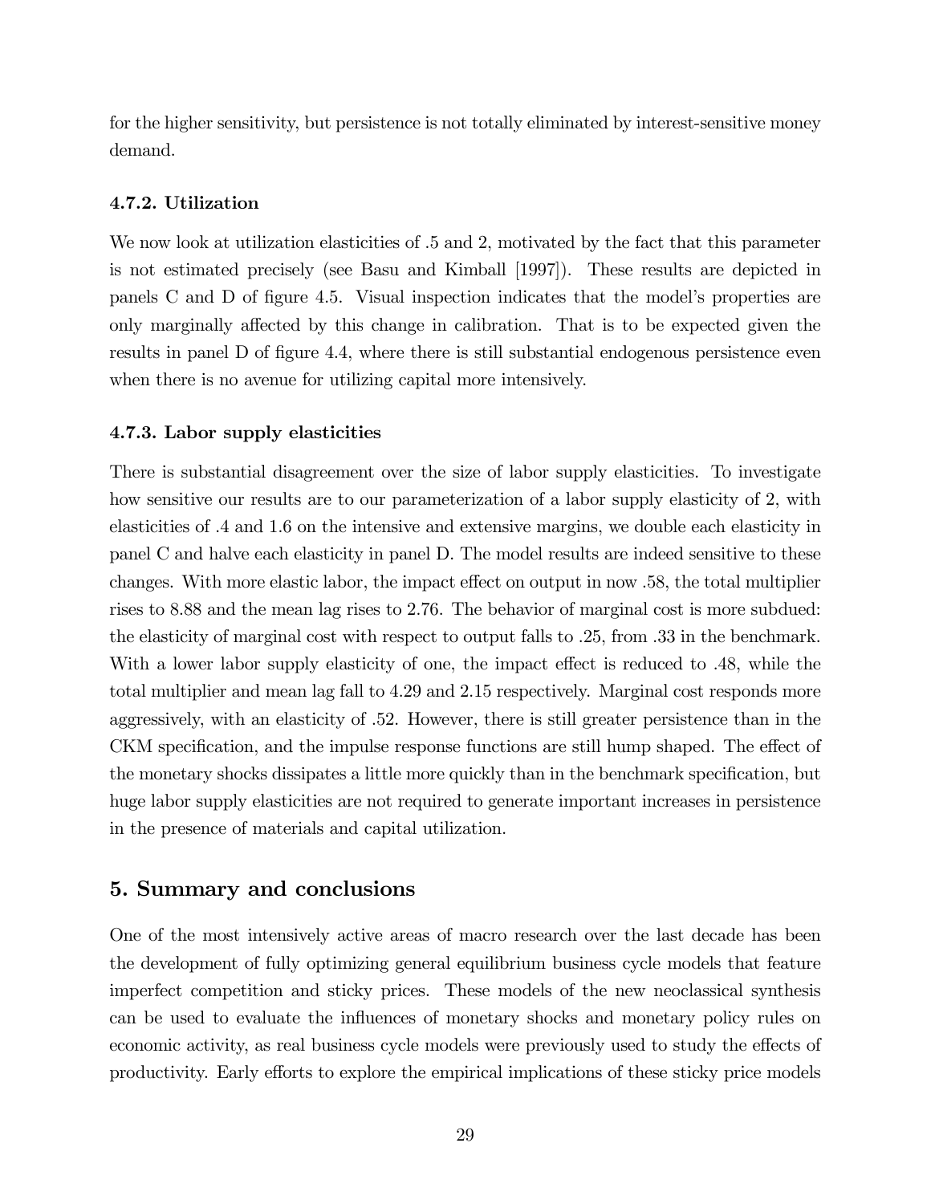for the higher sensitivity, but persistence is not totally eliminated by interest-sensitive money demand.

### 4.7.2. Utilization

We now look at utilization elasticities of .5 and 2, motivated by the fact that this parameter is not estimated precisely (see Basu and Kimball [1997]). These results are depicted in panels C and D of figure 4.5. Visual inspection indicates that the model's properties are only marginally affected by this change in calibration. That is to be expected given the results in panel D of figure 4.4, where there is still substantial endogenous persistence even when there is no avenue for utilizing capital more intensively.

### 4.7.3. Labor supply elasticities

There is substantial disagreement over the size of labor supply elasticities. To investigate how sensitive our results are to our parameterization of a labor supply elasticity of 2, with elasticities of .4 and 1.6 on the intensive and extensive margins, we double each elasticity in panel C and halve each elasticity in panel D. The model results are indeed sensitive to these changes. With more elastic labor, the impact effect on output in now .58, the total multiplier rises to 8.88 and the mean lag rises to 2.76. The behavior of marginal cost is more subdued: the elasticity of marginal cost with respect to output falls to .25, from .33 in the benchmark. With a lower labor supply elasticity of one, the impact effect is reduced to .48, while the total multiplier and mean lag fall to 4.29 and 2.15 respectively. Marginal cost responds more aggressively, with an elasticity of .52. However, there is still greater persistence than in the CKM specification, and the impulse response functions are still hump shaped. The effect of the monetary shocks dissipates a little more quickly than in the benchmark specification, but huge labor supply elasticities are not required to generate important increases in persistence in the presence of materials and capital utilization.

## 5. Summary and conclusions

One of the most intensively active areas of macro research over the last decade has been the development of fully optimizing general equilibrium business cycle models that feature imperfect competition and sticky prices. These models of the new neoclassical synthesis can be used to evaluate the influences of monetary shocks and monetary policy rules on economic activity, as real business cycle models were previously used to study the effects of productivity. Early efforts to explore the empirical implications of these sticky price models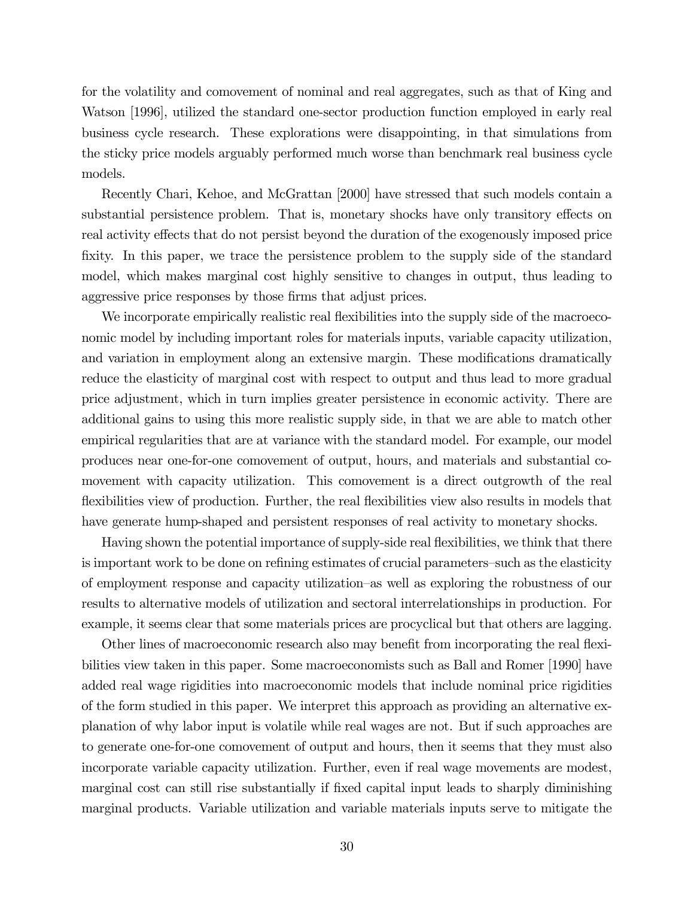for the volatility and comovement of nominal and real aggregates, such as that of King and Watson [1996], utilized the standard one-sector production function employed in early real business cycle research. These explorations were disappointing, in that simulations from the sticky price models arguably performed much worse than benchmark real business cycle models.

Recently Chari, Kehoe, and McGrattan [2000] have stressed that such models contain a substantial persistence problem. That is, monetary shocks have only transitory effects on real activity effects that do not persist beyond the duration of the exogenously imposed price fixity. In this paper, we trace the persistence problem to the supply side of the standard model, which makes marginal cost highly sensitive to changes in output, thus leading to aggressive price responses by those firms that adjust prices.

We incorporate empirically realistic real flexibilities into the supply side of the macroeconomic model by including important roles for materials inputs, variable capacity utilization, and variation in employment along an extensive margin. These modifications dramatically reduce the elasticity of marginal cost with respect to output and thus lead to more gradual price adjustment, which in turn implies greater persistence in economic activity. There are additional gains to using this more realistic supply side, in that we are able to match other empirical regularities that are at variance with the standard model. For example, our model produces near one-for-one comovement of output, hours, and materials and substantial comovement with capacity utilization. This comovement is a direct outgrowth of the real flexibilities view of production. Further, the real flexibilities view also results in models that have generate hump-shaped and persistent responses of real activity to monetary shocks.

Having shown the potential importance of supply-side real flexibilities, we think that there is important work to be done on refining estimates of crucial parameters–such as the elasticity of employment response and capacity utilization–as well as exploring the robustness of our results to alternative models of utilization and sectoral interrelationships in production. For example, it seems clear that some materials prices are procyclical but that others are lagging.

Other lines of macroeconomic research also may benefit from incorporating the real flexibilities view taken in this paper. Some macroeconomists such as Ball and Romer [1990] have added real wage rigidities into macroeconomic models that include nominal price rigidities of the form studied in this paper. We interpret this approach as providing an alternative explanation of why labor input is volatile while real wages are not. But if such approaches are to generate one-for-one comovement of output and hours, then it seems that they must also incorporate variable capacity utilization. Further, even if real wage movements are modest, marginal cost can still rise substantially if fixed capital input leads to sharply diminishing marginal products. Variable utilization and variable materials inputs serve to mitigate the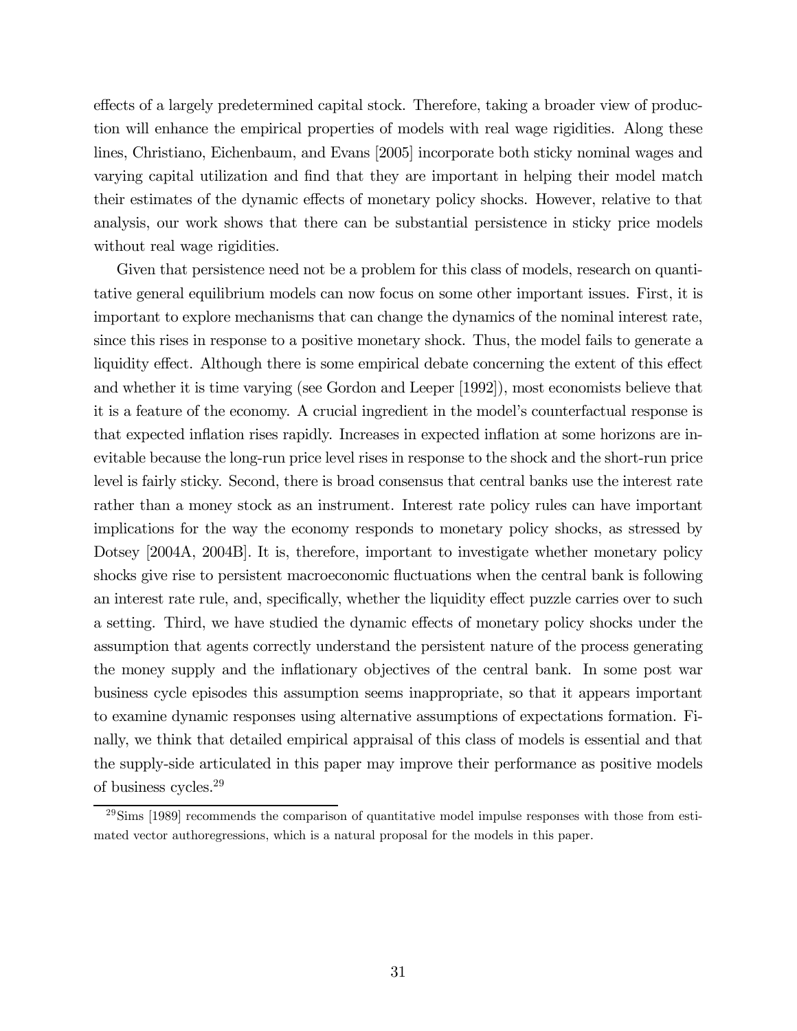effects of a largely predetermined capital stock. Therefore, taking a broader view of production will enhance the empirical properties of models with real wage rigidities. Along these lines, Christiano, Eichenbaum, and Evans [2005] incorporate both sticky nominal wages and varying capital utilization and find that they are important in helping their model match their estimates of the dynamic effects of monetary policy shocks. However, relative to that analysis, our work shows that there can be substantial persistence in sticky price models without real wage rigidities.

Given that persistence need not be a problem for this class of models, research on quantitative general equilibrium models can now focus on some other important issues. First, it is important to explore mechanisms that can change the dynamics of the nominal interest rate, since this rises in response to a positive monetary shock. Thus, the model fails to generate a liquidity effect. Although there is some empirical debate concerning the extent of this effect and whether it is time varying (see Gordon and Leeper [1992]), most economists believe that it is a feature of the economy. A crucial ingredient in the model's counterfactual response is that expected inflation rises rapidly. Increases in expected inflation at some horizons are inevitable because the long-run price level rises in response to the shock and the short-run price level is fairly sticky. Second, there is broad consensus that central banks use the interest rate rather than a money stock as an instrument. Interest rate policy rules can have important implications for the way the economy responds to monetary policy shocks, as stressed by Dotsey [2004A, 2004B]. It is, therefore, important to investigate whether monetary policy shocks give rise to persistent macroeconomic fluctuations when the central bank is following an interest rate rule, and, specifically, whether the liquidity effect puzzle carries over to such a setting. Third, we have studied the dynamic effects of monetary policy shocks under the assumption that agents correctly understand the persistent nature of the process generating the money supply and the inflationary objectives of the central bank. In some post war business cycle episodes this assumption seems inappropriate, so that it appears important to examine dynamic responses using alternative assumptions of expectations formation. Finally, we think that detailed empirical appraisal of this class of models is essential and that the supply-side articulated in this paper may improve their performance as positive models of business cycles.[29]

[29]Sims [1989] recommends the comparison of quantitative model impulse responses with those from estimated vector authoregressions, which is a natural proposal for the models in this paper.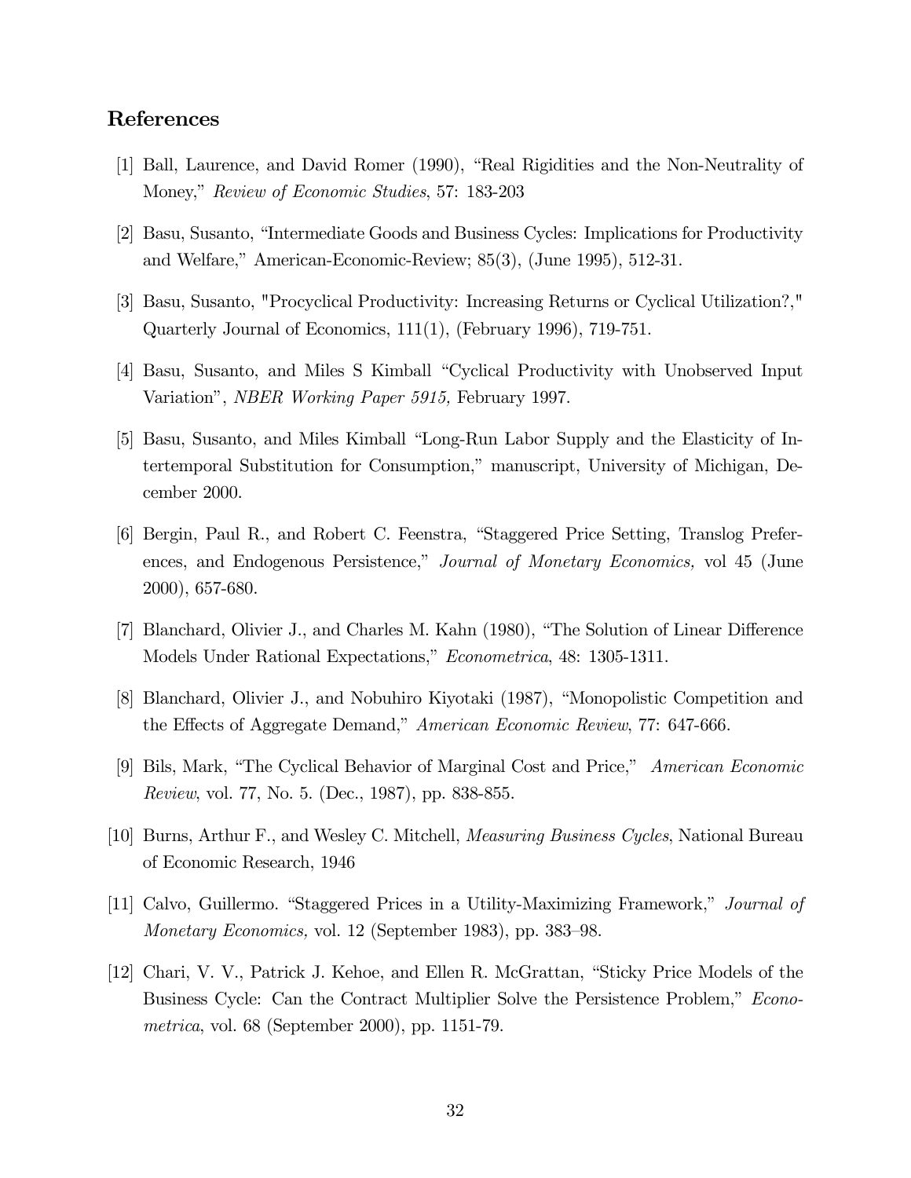## References

[1] Ball, Laurence, and David Romer (1990), "Real Rigidities and the Non-Neutrality of Money," *Review of Economic Studies*, 57: 183-203

[2] Basu, Susanto, "Intermediate Goods and Business Cycles: Implications for Productivity and Welfare," American-Economic-Review; 85(3), (June 1995), 512-31.

[3] Basu, Susanto, "Procyclical Productivity: Increasing Returns or Cyclical Utilization?," Quarterly Journal of Economics, 111(1), (February 1996), 719-751.

[4] Basu, Susanto, and Miles S Kimball "Cyclical Productivity with Unobserved Input Variation", *NBER Working Paper 5915,* February 1997.

[5] Basu, Susanto, and Miles Kimball "Long-Run Labor Supply and the Elasticity of Intertemporal Substitution for Consumption," manuscript, University of Michigan, December 2000.

[6] Bergin, Paul R., and Robert C. Feenstra, "Staggered Price Setting, Translog Preferences, and Endogenous Persistence," *Journal of Monetary Economics,* vol 45 (June 2000), 657-680.

[7] Blanchard, Olivier J., and Charles M. Kahn (1980), "The Solution of Linear Difference Models Under Rational Expectations," *Econometrica*, 48: 1305-1311.

[8] Blanchard, Olivier J., and Nobuhiro Kiyotaki (1987), "Monopolistic Competition and the Effects of Aggregate Demand," *American Economic Review*, 77: 647-666.

[9] Bils, Mark, "The Cyclical Behavior of Marginal Cost and Price," *American Economic Review*, vol. 77, No. 5. (Dec., 1987), pp. 838-855.

[10] Burns, Arthur F., and Wesley C. Mitchell, *Measuring Business Cycles*, National Bureau of Economic Research, 1946

[11] Calvo, Guillermo. "Staggered Prices in a Utility-Maximizing Framework," *Journal of Monetary Economics,* vol. 12 (September 1983), pp. 383–98.

[12] Chari, V. V., Patrick J. Kehoe, and Ellen R. McGrattan, "Sticky Price Models of the Business Cycle: Can the Contract Multiplier Solve the Persistence Problem," *Econometrica*, vol. 68 (September 2000), pp. 1151-79.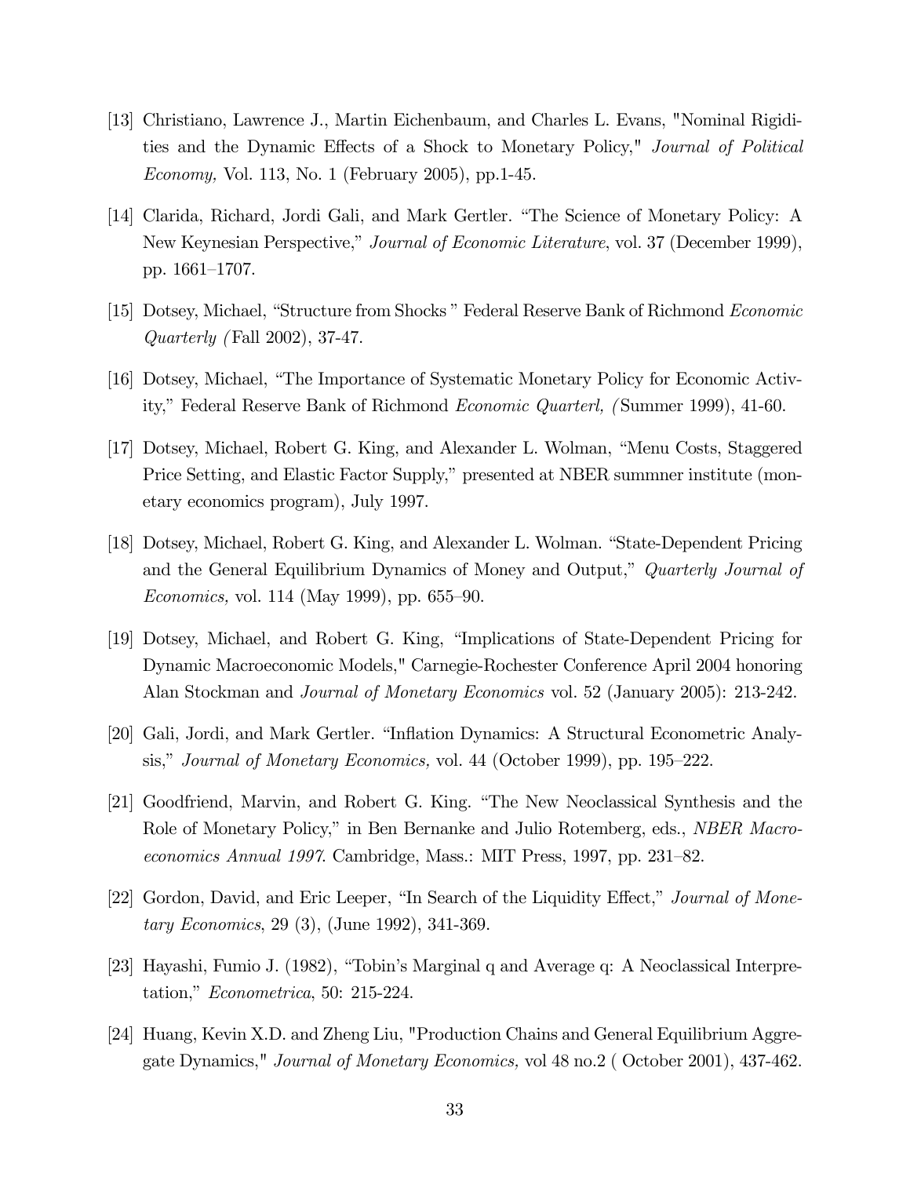[13] Christiano, Lawrence J., Martin Eichenbaum, and Charles L. Evans, "Nominal Rigidities and the Dynamic Effects of a Shock to Monetary Policy," *Journal of Political Economy,* Vol. 113, No. 1 (February 2005), pp.1-45.

[14] Clarida, Richard, Jordi Gali, and Mark Gertler. "The Science of Monetary Policy: A New Keynesian Perspective," *Journal of Economic Literature*, vol. 37 (December 1999), pp. 1661–1707.

[15] Dotsey, Michael, "Structure from Shocks " Federal Reserve Bank of Richmond *Economic Quarterly (* Fall 2002), 37-47.

[16] Dotsey, Michael, "The Importance of Systematic Monetary Policy for Economic Activity," Federal Reserve Bank of Richmond *Economic Quarterl, (* Summer 1999), 41-60.

[17] Dotsey, Michael, Robert G. King, and Alexander L. Wolman, "Menu Costs, Staggered Price Setting, and Elastic Factor Supply," presented at NBER summner institute (monetary economics program), July 1997.

[18] Dotsey, Michael, Robert G. King, and Alexander L. Wolman. "State-Dependent Pricing and the General Equilibrium Dynamics of Money and Output," *Quarterly Journal of Economics,* vol. 114 (May 1999), pp. 655–90.

[19] Dotsey, Michael, and Robert G. King, "Implications of State-Dependent Pricing for Dynamic Macroeconomic Models," Carnegie-Rochester Conference April 2004 honoring Alan Stockman and *Journal of Monetary Economics* vol. 52 (January 2005): 213-242.

[20] Gali, Jordi, and Mark Gertler. "Inflation Dynamics: A Structural Econometric Analysis," *Journal of Monetary Economics,* vol. 44 (October 1999), pp. 195–222.

[21] Goodfriend, Marvin, and Robert G. King. "The New Neoclassical Synthesis and the Role of Monetary Policy," in Ben Bernanke and Julio Rotemberg, eds., *NBER Macroeconomics Annual 1997*. Cambridge, Mass.: MIT Press, 1997, pp. 231–82.

[22] Gordon, David, and Eric Leeper, "In Search of the Liquidity Effect," *Journal of Monetary Economics*, 29 (3), (June 1992), 341-369.

[23] Hayashi, Fumio J. (1982), "Tobin's Marginal q and Average q: A Neoclassical Interpretation," *Econometrica*, 50: 215-224.

[24] Huang, Kevin X.D. and Zheng Liu, "Production Chains and General Equilibrium Aggregate Dynamics," *Journal of Monetary Economics,* vol 48 no.2 ( October 2001), 437-462.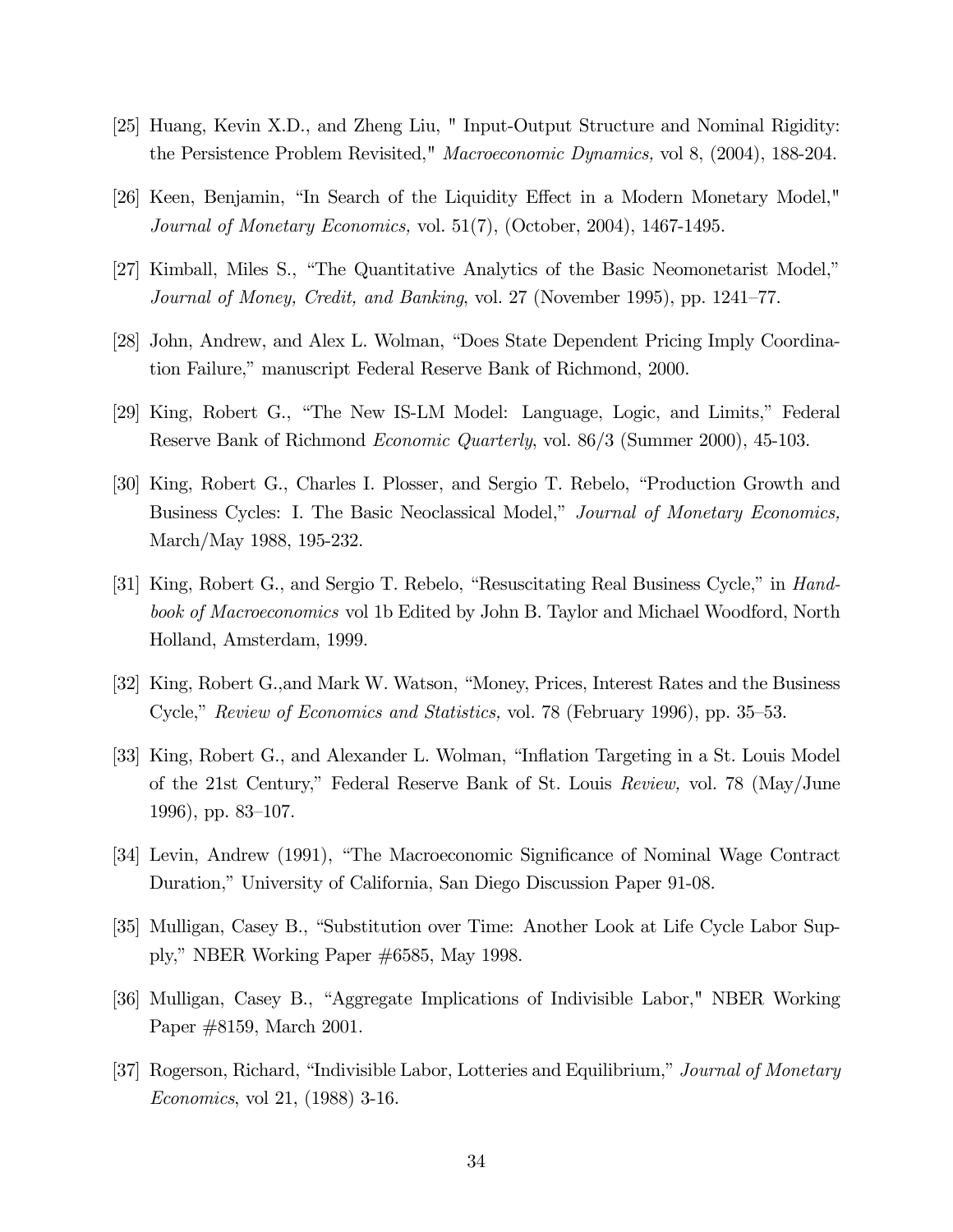[25] Huang, Kevin X.D., and Zheng Liu, " Input-Output Structure and Nominal Rigidity: the Persistence Problem Revisited," *Macroeconomic Dynamics,* vol 8, (2004), 188-204.

[26] Keen, Benjamin, "In Search of the Liquidity Effect in a Modern Monetary Model," *Journal of Monetary Economics,* vol. 51(7), (October, 2004), 1467-1495.

[27] Kimball, Miles S., "The Quantitative Analytics of the Basic Neomonetarist Model," *Journal of Money, Credit, and Banking*, vol. 27 (November 1995), pp. 1241–77.

[28] John, Andrew, and Alex L. Wolman, "Does State Dependent Pricing Imply Coordination Failure," manuscript Federal Reserve Bank of Richmond, 2000.

[29] King, Robert G., "The New IS-LM Model: Language, Logic, and Limits," Federal Reserve Bank of Richmond *Economic Quarterly*, vol. 86/3 (Summer 2000), 45-103.

[30] King, Robert G., Charles I. Plosser, and Sergio T. Rebelo, "Production Growth and Business Cycles: I. The Basic Neoclassical Model," *Journal of Monetary Economics,* March/May 1988, 195-232.

[31] King, Robert G., and Sergio T. Rebelo, "Resuscitating Real Business Cycle," in *Handbook of Macroeconomics* vol 1b Edited by John B. Taylor and Michael Woodford, North Holland, Amsterdam, 1999.

[32] King, Robert G.,and Mark W. Watson, "Money, Prices, Interest Rates and the Business Cycle," *Review of Economics and Statistics,* vol. 78 (February 1996), pp. 35–53.

[33] King, Robert G., and Alexander L. Wolman, "Inflation Targeting in a St. Louis Model of the 21st Century," Federal Reserve Bank of St. Louis *Review,* vol. 78 (May/June 1996), pp. 83–107.

[34] Levin, Andrew (1991), "The Macroeconomic Significance of Nominal Wage Contract Duration," University of California, San Diego Discussion Paper 91-08.

[35] Mulligan, Casey B., "Substitution over Time: Another Look at Life Cycle Labor Supply," NBER Working Paper #6585, May 1998.

[36] Mulligan, Casey B., "Aggregate Implications of Indivisible Labor," NBER Working Paper #8159, March 2001.

[37] Rogerson, Richard, "Indivisible Labor, Lotteries and Equilibrium," *Journal of Monetary Economics*, vol 21, (1988) 3-16.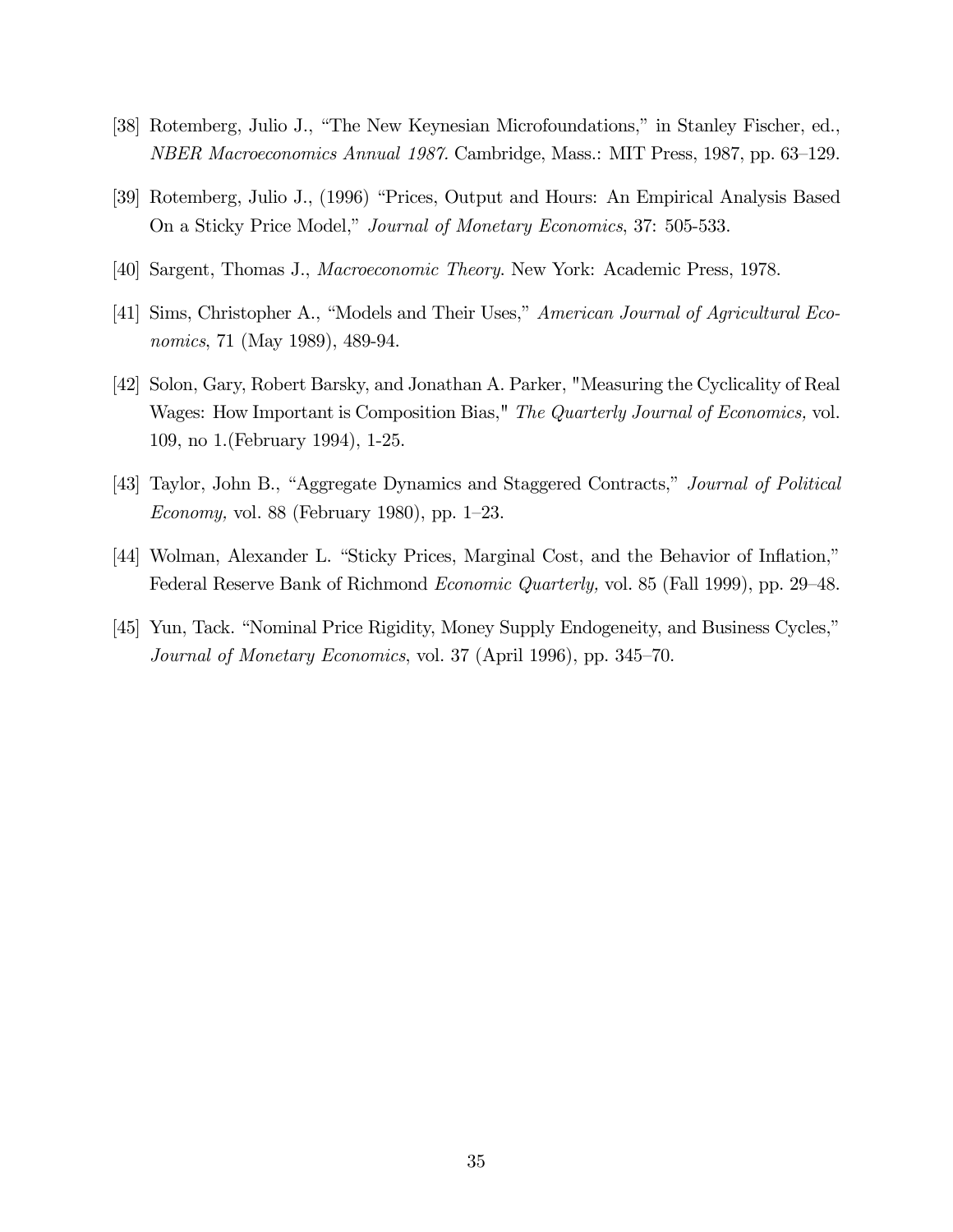[38] Rotemberg, Julio J., "The New Keynesian Microfoundations," in Stanley Fischer, ed., *NBER Macroeconomics Annual 1987.* Cambridge, Mass.: MIT Press, 1987, pp. 63–129.

[39] Rotemberg, Julio J., (1996) "Prices, Output and Hours: An Empirical Analysis Based On a Sticky Price Model," *Journal of Monetary Economics*, 37: 505-533.

[40] Sargent, Thomas J., *Macroeconomic Theory.* New York: Academic Press, 1978.

[41] Sims, Christopher A., "Models and Their Uses," *American Journal of Agricultural Economics*, 71 (May 1989), 489-94.

[42] Solon, Gary, Robert Barsky, and Jonathan A. Parker, "Measuring the Cyclicality of Real Wages: How Important is Composition Bias," *The Quarterly Journal of Economics,* vol. 109, no 1.(February 1994), 1-25.

[43] Taylor, John B., "Aggregate Dynamics and Staggered Contracts," *Journal of Political Economy,* vol. 88 (February 1980), pp. 1–23.

[44] Wolman, Alexander L. "Sticky Prices, Marginal Cost, and the Behavior of Inflation," Federal Reserve Bank of Richmond *Economic Quarterly,* vol. 85 (Fall 1999), pp. 29–48.

[45] Yun, Tack. "Nominal Price Rigidity, Money Supply Endogeneity, and Business Cycles," *Journal of Monetary Economics*, vol. 37 (April 1996), pp. 345–70.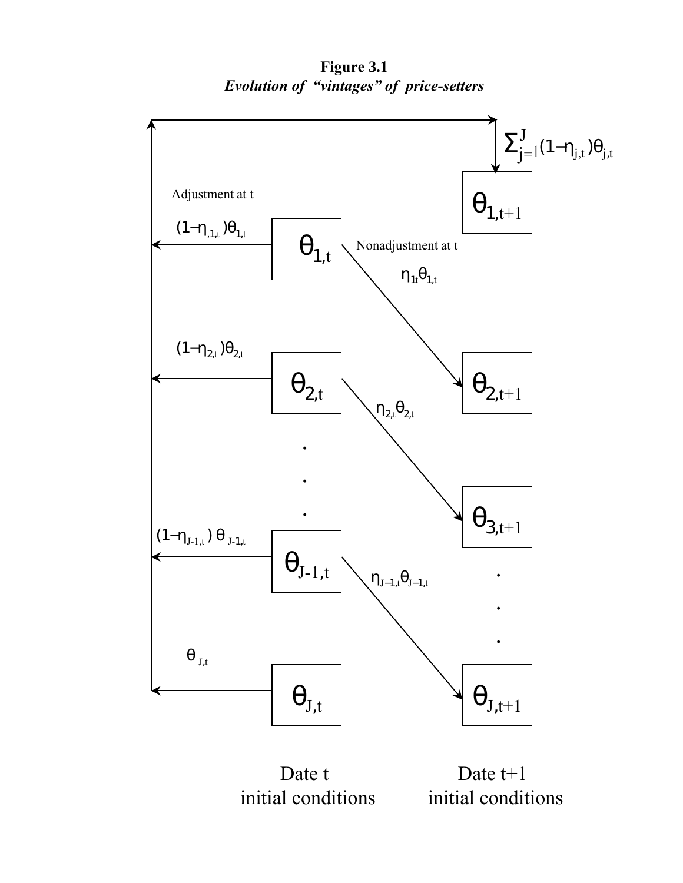**Figure 3.1**

***Evolution of "vintages" of price-setters***

$\sum_{j=1}^{J}(1-\eta_{j,t})\theta_{j,t}$

Adjustment at t

$(1-\eta_{1,t})\theta_{1,t}$

$\theta_{1,t}$

Nonadjustment at t

$\eta_{1t}\theta_{1,t}$

$\theta_{1,t+1}$

$(1-\eta_{2,t})\theta_{2,t}$

$\theta_{2,t}$

$\eta_{2,t}\theta_{2,t}$

$\theta_{2,t+1}$

$\theta_{3,t+1}$

$(1-\eta_{J-1,t})\,\theta_{J-1,t}$

$\theta_{J-1,t}$

$\eta_{J-1,t}\theta_{J-1,t}$

$\theta_{J,t}$

$\theta_{J,t}$

$\theta_{J,t+1}$

Date t initial conditions

Date t+1 initial conditions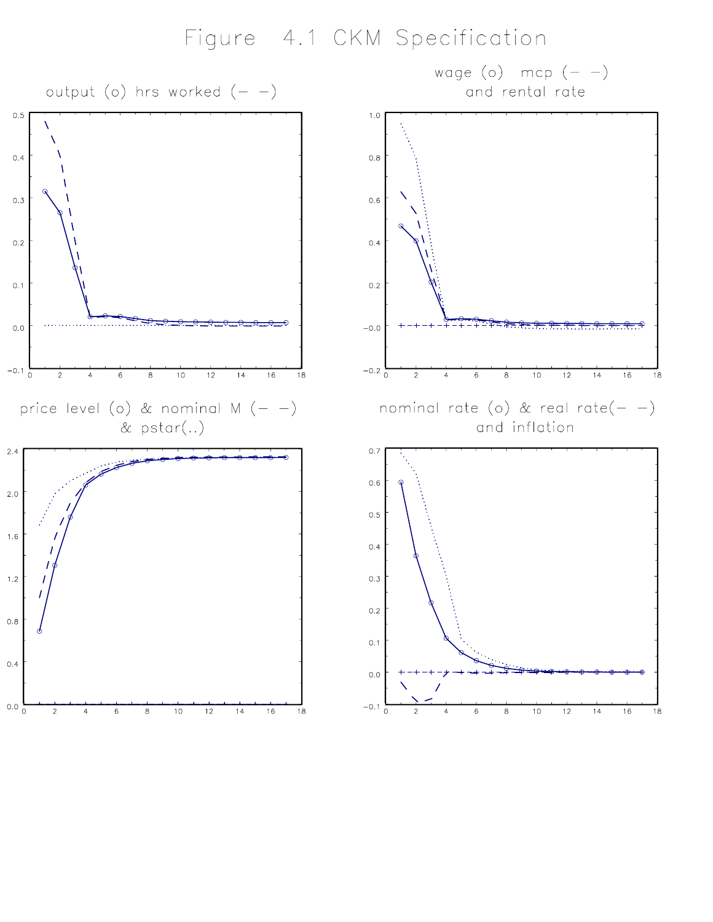# Figure 4.1 CKM Specification

output (o) hrs worked (- -)

wage (o) mcp (- -) and rental rate

price level (o) & nominal M (- -) & pstar(..)

nominal rate (o) & real rate(- -) and inflation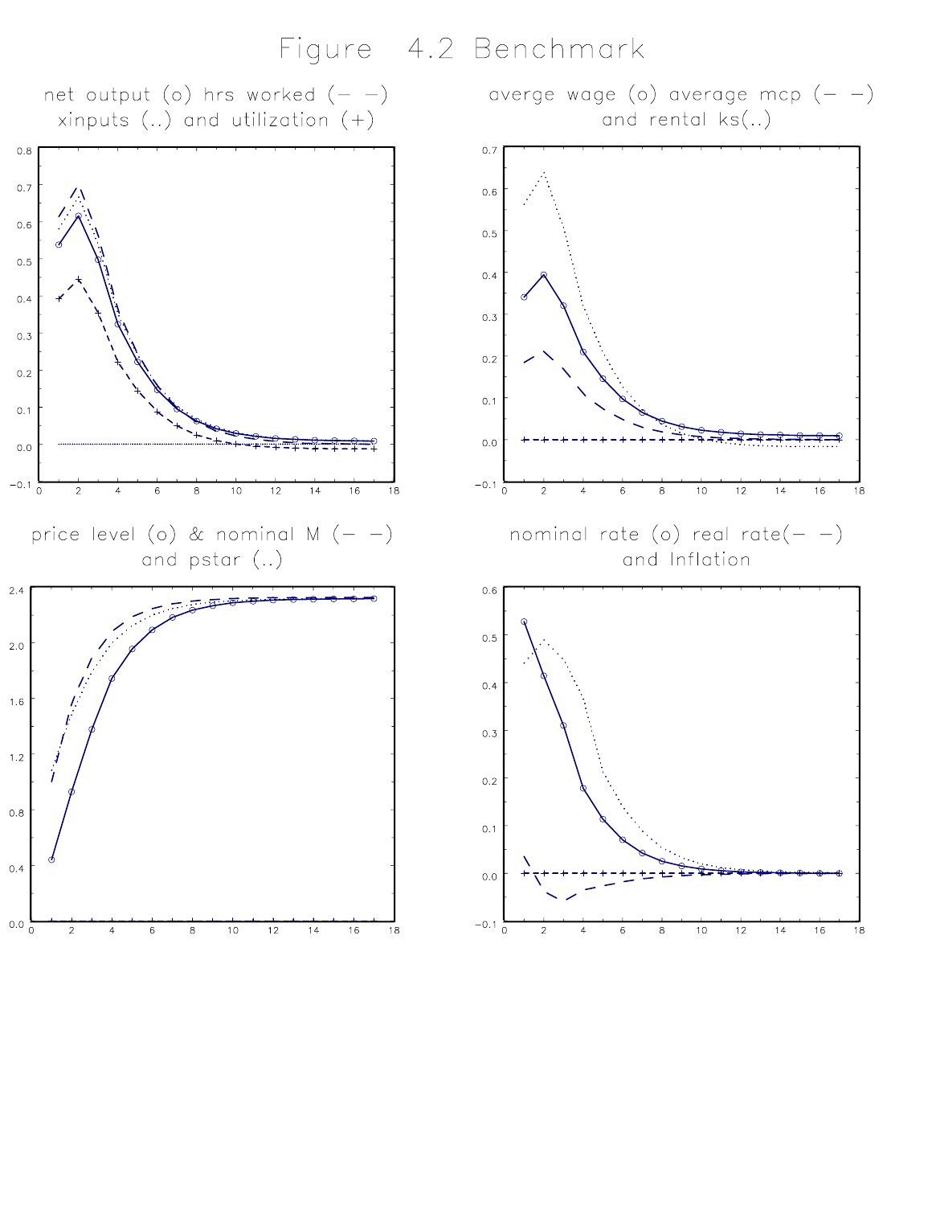# Figure 4.2 Benchmark

net output (o) hrs worked (– –) xinputs (..) and utilization (+)

averge wage (o) average mcp (– –) and rental ks(..)

price level (o) & nominal M (– –) and pstar (..)

nominal rate (o) real rate(– –) and Inflation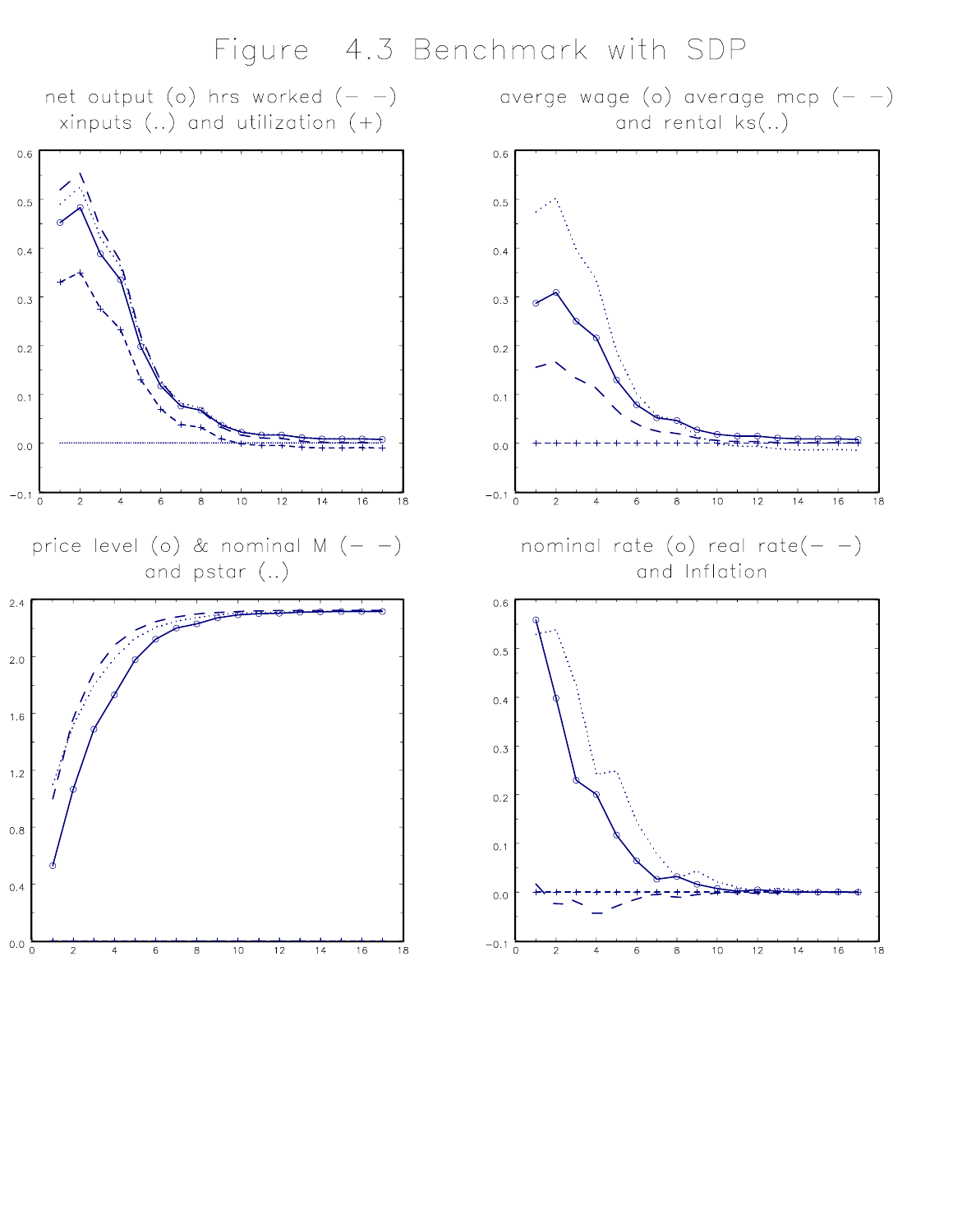# Figure 4.3 Benchmark with SDP

net output (o) hrs worked (– –) xinputs (..) and utilization (+)

averge wage (o) average mcp (– –) and rental ks(..)

price level (o) & nominal M (– –) and pstar (..)

nominal rate (o) real rate(– –) and Inflation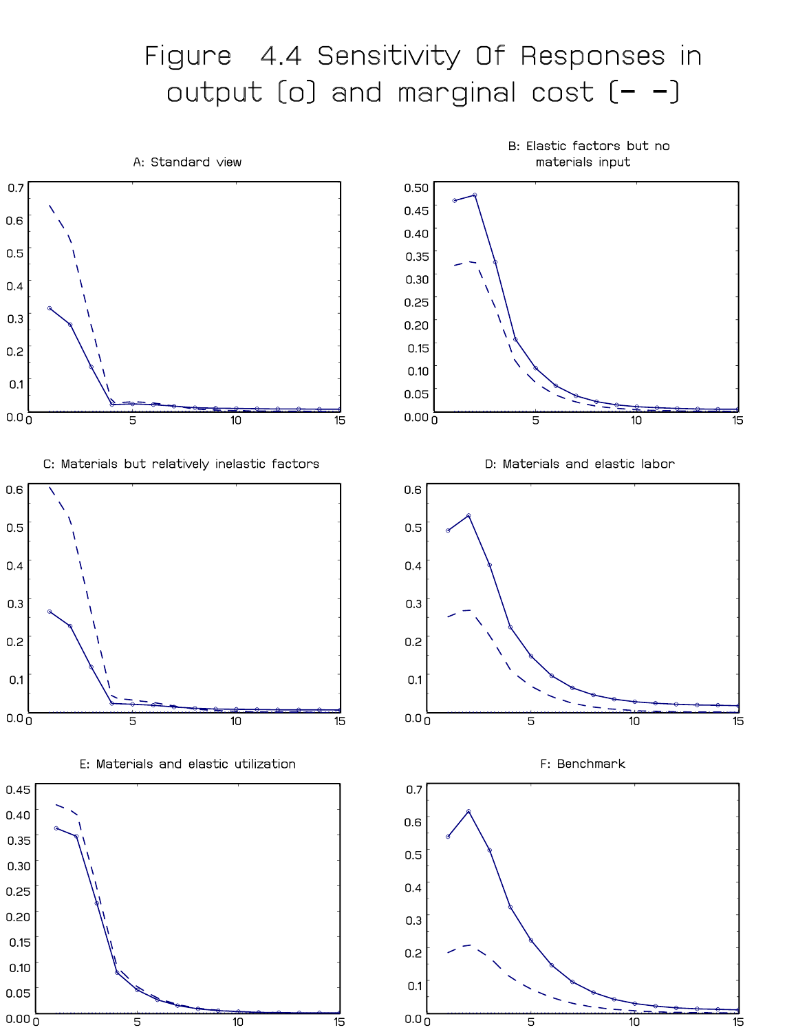# Figure 4.4 Sensitivity Of Responses in output (o) and marginal cost (- -)

A: Standard view

B: Elastic factors but no materials input

C: Materials but relatively inelastic factors

D: Materials and elastic labor

E: Materials and elastic utilization

F: Benchmark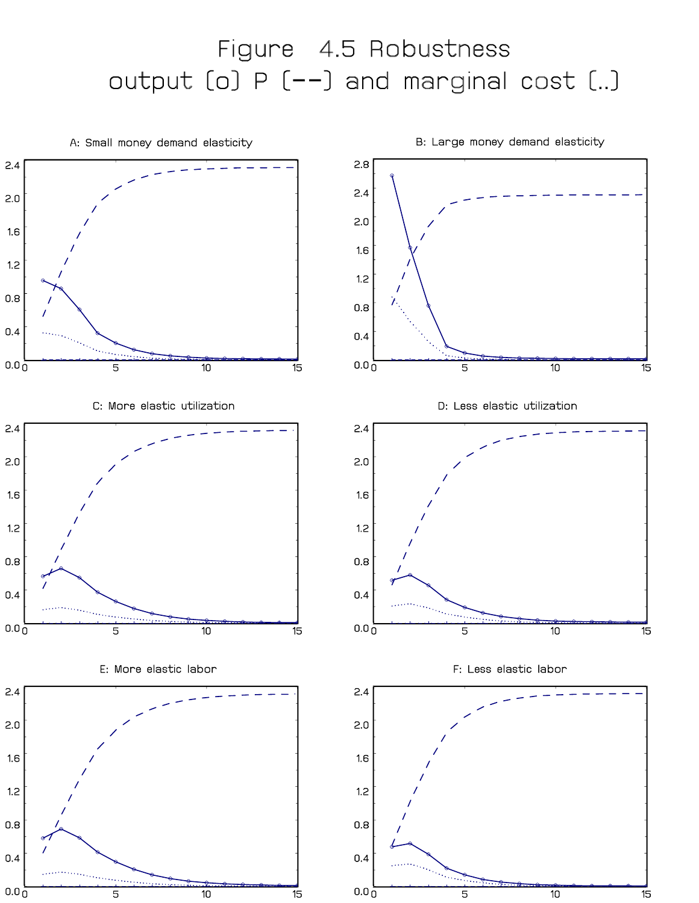# Figure 4.5 Robustness

output (o) P (--) and marginal cost (..)

A: Small money demand elasticity

2.4
2.0
1.6
1.2
0.8
0.4
0.0
0
5
10
15

B: Large money demand elasticity

2.8
2.4
2.0
1.6
1.2
0.8
0.4
0.0
0
5
10
15

C: More elastic utilization

2.4
2.0
1.6
1.2
0.8
0.4
0.0
0
5
10
15

D: Less elastic utilization

2.4
2.0
1.6
1.2
0.8
0.4
0.0
0
5
10
15

E: More elastic labor

2.4
2.0
1.6
1.2
0.8
0.4
0.0
0
5
10
15

F: Less elastic labor

2.4
2.0
1.6
1.2
0.8
0.4
0.0
0
5
10
15